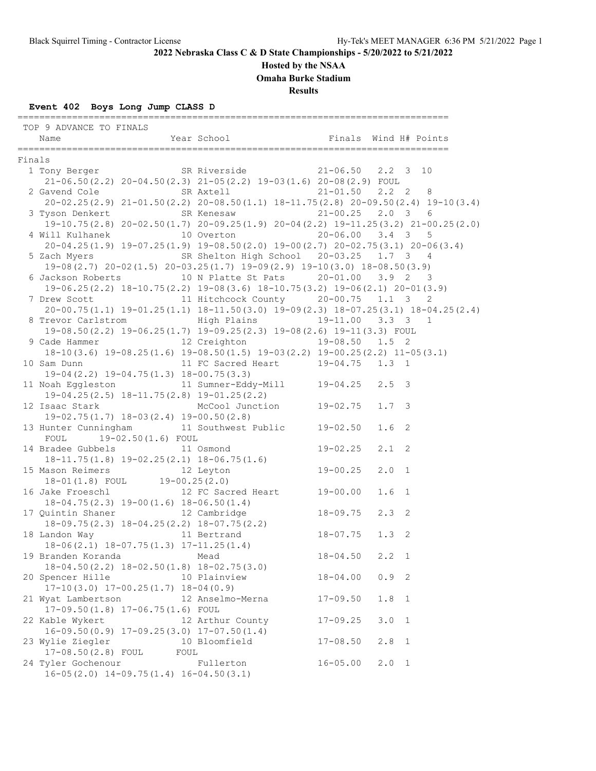# 2022 Nebraska Class C & D State Championships - 5/20/2022 to 5/21/2022

## Hosted by the NSAA

## Omaha Burke Stadium

## Results

### Event 402 Boys Long Jump CLASS D

TOP 9 ADVANCE TO FINALS

| Place | Name | Year | School | Finals | Wind | H# | Points |
|---|---|---|---|---|---|---|---|
| **Finals** | | | | | | | |
| 1 | Tony Berger | SR | Riverside | 21-06.50 | 2.2 | 3 | 10 |
| | 21-06.50(2.2) 20-04.50(2.3) 21-05(2.2) 19-03(1.6) 20-08(2.9) FOUL | | | | | | |
| 2 | Gavend Cole | SR | Axtell | 21-01.50 | 2.2 | 2 | 8 |
| | 20-02.25(2.9) 21-01.50(2.2) 20-08.50(1.1) 18-11.75(2.8) 20-09.50(2.4) 19-10(3.4) | | | | | | |
| 3 | Tyson Denkert | SR | Kenesaw | 21-00.25 | 2.0 | 3 | 6 |
| | 19-10.75(2.8) 20-02.50(1.7) 20-09.25(1.9) 20-04(2.2) 19-11.25(3.2) 21-00.25(2.0) | | | | | | |
| 4 | Will Kulhanek | 10 | Overton | 20-06.00 | 3.4 | 3 | 5 |
| | 20-04.25(1.9) 19-07.25(1.9) 19-08.50(2.0) 19-00(2.7) 20-02.75(3.1) 20-06(3.4) | | | | | | |
| 5 | Zach Myers | SR | Shelton High School | 20-03.25 | 1.7 | 3 | 4 |
| | 19-08(2.7) 20-02(1.5) 20-03.25(1.7) 19-09(2.9) 19-10(3.0) 18-08.50(3.9) | | | | | | |
| 6 | Jackson Roberts | 10 | N Platte St Pats | 20-01.00 | 3.9 | 2 | 3 |
| | 19-06.25(2.2) 18-10.75(2.2) 19-08(3.6) 18-10.75(3.2) 19-06(2.1) 20-01(3.9) | | | | | | |
| 7 | Drew Scott | 11 | Hitchcock County | 20-00.75 | 1.1 | 3 | 2 |
| | 20-00.75(1.1) 19-01.25(1.1) 18-11.50(3.0) 19-09(2.3) 18-07.25(3.1) 18-04.25(2.4) | | | | | | |
| 8 | Trevor Carlstrom | | High Plains | 19-11.00 | 3.3 | 3 | 1 |
| | 19-08.50(2.2) 19-06.25(1.7) 19-09.25(2.3) 19-08(2.6) 19-11(3.3) FOUL | | | | | | |
| 9 | Cade Hammer | 12 | Creighton | 19-08.50 | 1.5 | 2 | |
| | 18-10(3.6) 19-08.25(1.6) 19-08.50(1.5) 19-03(2.2) 19-00.25(2.2) 11-05(3.1) | | | | | | |
| 10 | Sam Dunn | 11 | FC Sacred Heart | 19-04.75 | 1.3 | 1 | |
| | 19-04(2.2) 19-04.75(1.3) 18-00.75(3.3) | | | | | | |
| 11 | Noah Eggleston | 11 | Sumner-Eddy-Mill | 19-04.25 | 2.5 | 3 | |
| | 19-04.25(2.5) 18-11.75(2.8) 19-01.25(2.2) | | | | | | |
| 12 | Isaac Stark | | McCool Junction | 19-02.75 | 1.7 | 3 | |
| | 19-02.75(1.7) 18-03(2.4) 19-00.50(2.8) | | | | | | |
| 13 | Hunter Cunningham | 11 | Southwest Public | 19-02.50 | 1.6 | 2 | |
| | FOUL 19-02.50(1.6) FOUL | | | | | | |
| 14 | Bradee Gubbels | 11 | Osmond | 19-02.25 | 2.1 | 2 | |
| | 18-11.75(1.8) 19-02.25(2.1) 18-06.75(1.6) | | | | | | |
| 15 | Mason Reimers | 12 | Leyton | 19-00.25 | 2.0 | 1 | |
| | 18-01(1.8) FOUL 19-00.25(2.0) | | | | | | |
| 16 | Jake Froeschl | 12 | FC Sacred Heart | 19-00.00 | 1.6 | 1 | |
| | 18-04.75(2.3) 19-00(1.6) 18-06.50(1.4) | | | | | | |
| 17 | Quintin Shaner | 12 | Cambridge | 18-09.75 | 2.3 | 2 | |
| | 18-09.75(2.3) 18-04.25(2.2) 18-07.75(2.2) | | | | | | |
| 18 | Landon Way | 11 | Bertrand | 18-07.75 | 1.3 | 2 | |
| | 18-06(2.1) 18-07.75(1.3) 17-11.25(1.4) | | | | | | |
| 19 | Branden Koranda | | Mead | 18-04.50 | 2.2 | 1 | |
| | 18-04.50(2.2) 18-02.50(1.8) 18-02.75(3.0) | | | | | | |
| 20 | Spencer Hille | 10 | Plainview | 18-04.00 | 0.9 | 2 | |
| | 17-10(3.0) 17-00.25(1.7) 18-04(0.9) | | | | | | |
| 21 | Wyat Lambertson | 12 | Anselmo-Merna | 17-09.50 | 1.8 | 1 | |
| | 17-09.50(1.8) 17-06.75(1.6) FOUL | | | | | | |
| 22 | Kable Wykert | 12 | Arthur County | 17-09.25 | 3.0 | 1 | |
| | 16-09.50(0.9) 17-09.25(3.0) 17-07.50(1.4) | | | | | | |
| 23 | Wylie Ziegler | 10 | Bloomfield | 17-08.50 | 2.8 | 1 | |
| | 17-08.50(2.8) FOUL FOUL | | | | | | |
| 24 | Tyler Gochenour | | Fullerton | 16-05.00 | 2.0 | 1 | |
| | 16-05(2.0) 14-09.75(1.4) 16-04.50(3.1) | | | | | | |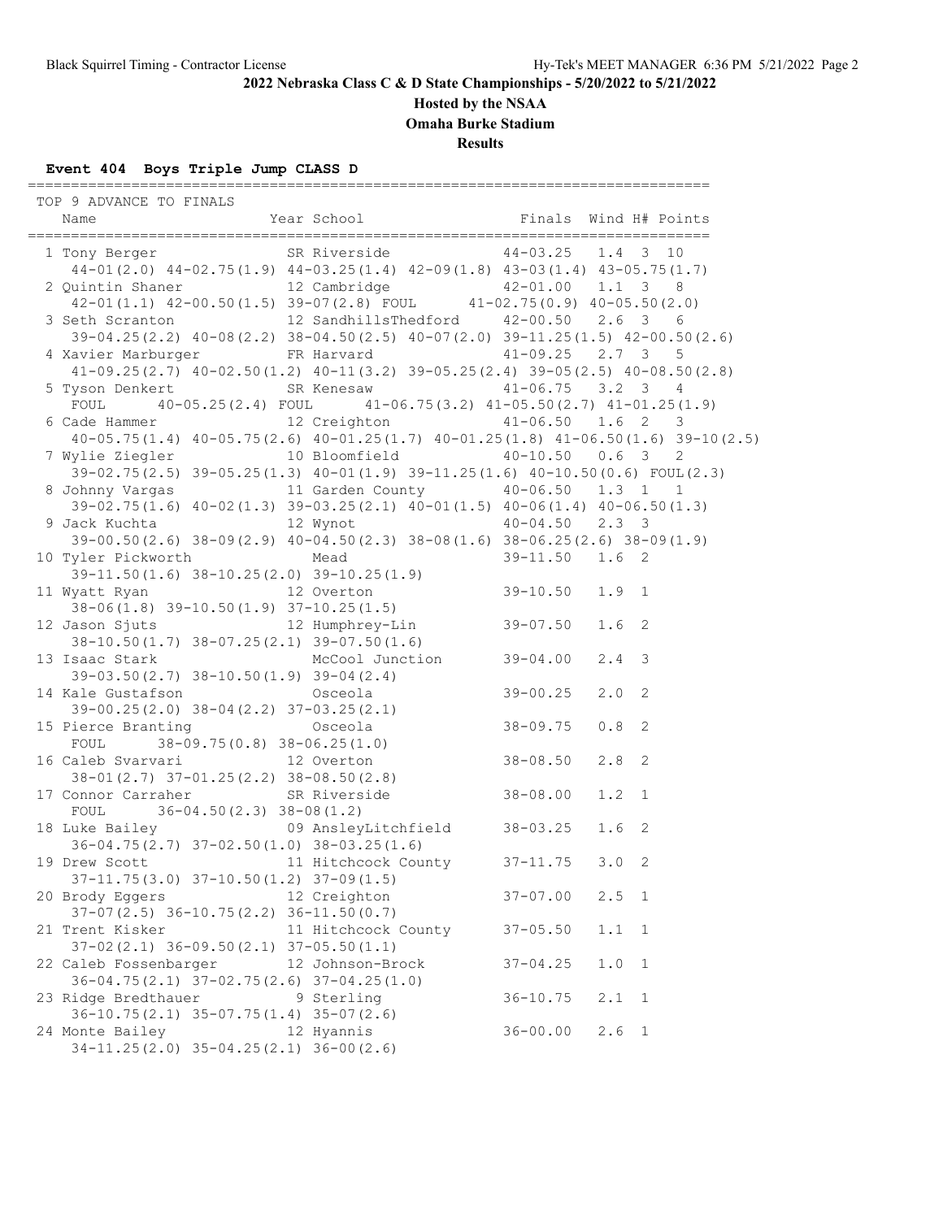**2022 Nebraska Class C & D State Championships - 5/20/2022 to 5/21/2022**

**Hosted by the NSAA**

**Omaha Burke Stadium**

**Results**

### Event 404 Boys Triple Jump CLASS D

TOP 9 ADVANCE TO FINALS

| Place | Name | Year | School | Finals | Wind | H# | Points |
|---|---|---|---|---|---|---|---|
| 1 | Tony Berger | SR | Riverside | 44-03.25 | 1.4 | 3 | 10 |
| | 44-01(2.0) 44-02.75(1.9) 44-03.25(1.4) 42-09(1.8) 43-03(1.4) 43-05.75(1.7) | | | | | | |
| 2 | Quintin Shaner | 12 | Cambridge | 42-01.00 | 1.1 | 3 | 8 |
| | 42-01(1.1) 42-00.50(1.5) 39-07(2.8) FOUL 41-02.75(0.9) 40-05.50(2.0) | | | | | | |
| 3 | Seth Scranton | 12 | SandhillsThedford | 42-00.50 | 2.6 | 3 | 6 |
| | 39-04.25(2.2) 40-08(2.2) 38-04.50(2.5) 40-07(2.0) 39-11.25(1.5) 42-00.50(2.6) | | | | | | |
| 4 | Xavier Marburger | FR | Harvard | 41-09.25 | 2.7 | 3 | 5 |
| | 41-09.25(2.7) 40-02.50(1.2) 40-11(3.2) 39-05.25(2.4) 39-05(2.5) 40-08.50(2.8) | | | | | | |
| 5 | Tyson Denkert | SR | Kenesaw | 41-06.75 | 3.2 | 3 | 4 |
| | FOUL 40-05.25(2.4) FOUL 41-06.75(3.2) 41-05.50(2.7) 41-01.25(1.9) | | | | | | |
| 6 | Cade Hammer | 12 | Creighton | 41-06.50 | 1.6 | 2 | 3 |
| | 40-05.75(1.4) 40-05.75(2.6) 40-01.25(1.7) 40-01.25(1.8) 41-06.50(1.6) 39-10(2.5) | | | | | | |
| 7 | Wylie Ziegler | 10 | Bloomfield | 40-10.50 | 0.6 | 3 | 2 |
| | 39-02.75(2.5) 39-05.25(1.3) 40-01(1.9) 39-11.25(1.6) 40-10.50(0.6) FOUL(2.3) | | | | | | |
| 8 | Johnny Vargas | 11 | Garden County | 40-06.50 | 1.3 | 1 | 1 |
| | 39-02.75(1.6) 40-02(1.3) 39-03.25(2.1) 40-01(1.5) 40-06(1.4) 40-06.50(1.3) | | | | | | |
| 9 | Jack Kuchta | 12 | Wynot | 40-04.50 | 2.3 | 3 | |
| | 39-00.50(2.6) 38-09(2.9) 40-04.50(2.3) 38-08(1.6) 38-06.25(2.6) 38-09(1.9) | | | | | | |
| 10 | Tyler Pickworth | | Mead | 39-11.50 | 1.6 | 2 | |
| | 39-11.50(1.6) 38-10.25(2.0) 39-10.25(1.9) | | | | | | |
| 11 | Wyatt Ryan | 12 | Overton | 39-10.50 | 1.9 | 1 | |
| | 38-06(1.8) 39-10.50(1.9) 37-10.25(1.5) | | | | | | |
| 12 | Jason Sjuts | 12 | Humphrey-Lin | 39-07.50 | 1.6 | 2 | |
| | 38-10.50(1.7) 38-07.25(2.1) 39-07.50(1.6) | | | | | | |
| 13 | Isaac Stark | | McCool Junction | 39-04.00 | 2.4 | 3 | |
| | 39-03.50(2.7) 38-10.50(1.9) 39-04(2.4) | | | | | | |
| 14 | Kale Gustafson | | Osceola | 39-00.25 | 2.0 | 2 | |
| | 39-00.25(2.0) 38-04(2.2) 37-03.25(2.1) | | | | | | |
| 15 | Pierce Branting | | Osceola | 38-09.75 | 0.8 | 2 | |
| | FOUL 38-09.75(0.8) 38-06.25(1.0) | | | | | | |
| 16 | Caleb Svarvari | 12 | Overton | 38-08.50 | 2.8 | 2 | |
| | 38-01(2.7) 37-01.25(2.2) 38-08.50(2.8) | | | | | | |
| 17 | Connor Carraher | SR | Riverside | 38-08.00 | 1.2 | 1 | |
| | FOUL 36-04.50(2.3) 38-08(1.2) | | | | | | |
| 18 | Luke Bailey | 09 | AnsleyLitchfield | 38-03.25 | 1.6 | 2 | |
| | 36-04.75(2.7) 37-02.50(1.0) 38-03.25(1.6) | | | | | | |
| 19 | Drew Scott | 11 | Hitchcock County | 37-11.75 | 3.0 | 2 | |
| | 37-11.75(3.0) 37-10.50(1.2) 37-09(1.5) | | | | | | |
| 20 | Brody Eggers | 12 | Creighton | 37-07.00 | 2.5 | 1 | |
| | 37-07(2.5) 36-10.75(2.2) 36-11.50(0.7) | | | | | | |
| 21 | Trent Kisker | 11 | Hitchcock County | 37-05.50 | 1.1 | 1 | |
| | 37-02(2.1) 36-09.50(2.1) 37-05.50(1.1) | | | | | | |
| 22 | Caleb Fossenbarger | 12 | Johnson-Brock | 37-04.25 | 1.0 | 1 | |
| | 36-04.75(2.1) 37-02.75(2.6) 37-04.25(1.0) | | | | | | |
| 23 | Ridge Bredthauer | 9 | Sterling | 36-10.75 | 2.1 | 1 | |
| | 36-10.75(2.1) 35-07.75(1.4) 35-07(2.6) | | | | | | |
| 24 | Monte Bailey | 12 | Hyannis | 36-00.00 | 2.6 | 1 | |
| | 34-11.25(2.0) 35-04.25(2.1) 36-00(2.6) | | | | | | |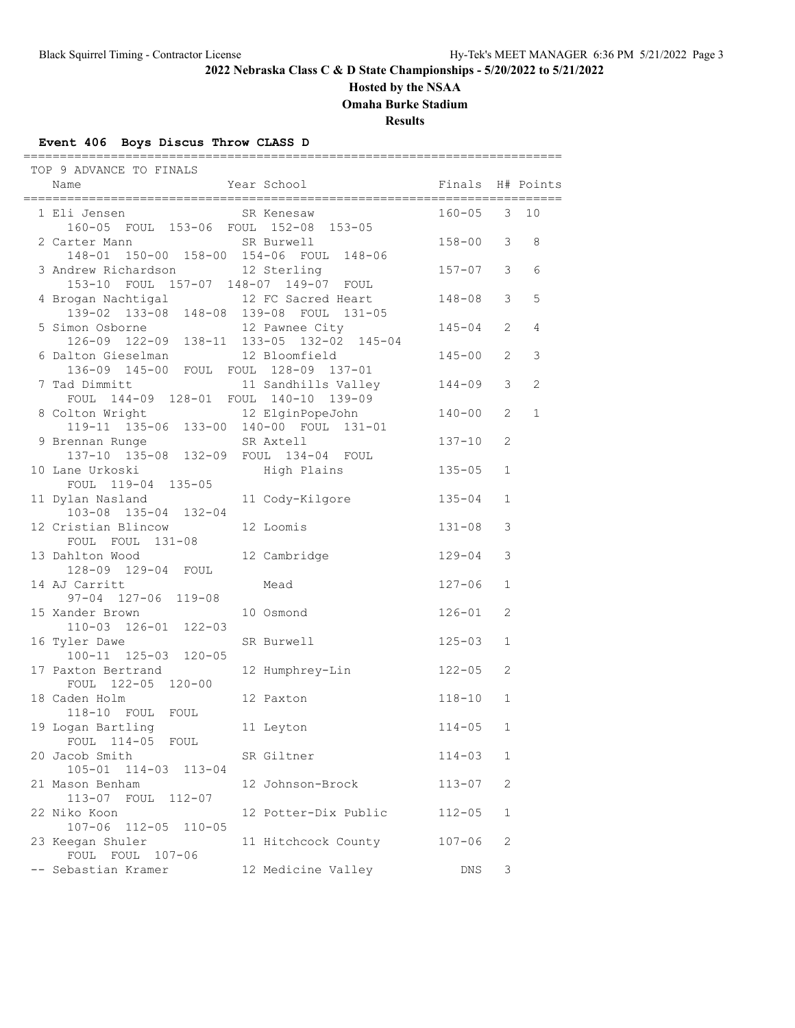## 2022 Nebraska Class C & D State Championships - 5/20/2022 to 5/21/2022

### Hosted by the NSAA

### Omaha Burke Stadium

### Results

**Event 406 Boys Discus Throw CLASS D**

TOP 9 ADVANCE TO FINALS

| Place | Name | Year | School | Finals | H# | Points |
|---|---|---|---|---|---|---|
| 1 | Eli Jensen | SR | Kenesaw | 160-05 | 3 | 10 |
| | 160-05 FOUL 153-06 FOUL 152-08 153-05 | | | | | |
| 2 | Carter Mann | SR | Burwell | 158-00 | 3 | 8 |
| | 148-01 150-00 158-00 154-06 FOUL 148-06 | | | | | |
| 3 | Andrew Richardson | 12 | Sterling | 157-07 | 3 | 6 |
| | 153-10 FOUL 157-07 148-07 149-07 FOUL | | | | | |
| 4 | Brogan Nachtigal | 12 | FC Sacred Heart | 148-08 | 3 | 5 |
| | 139-02 133-08 148-08 139-08 FOUL 131-05 | | | | | |
| 5 | Simon Osborne | 12 | Pawnee City | 145-04 | 2 | 4 |
| | 126-09 122-09 138-11 133-05 132-02 145-04 | | | | | |
| 6 | Dalton Gieselman | 12 | Bloomfield | 145-00 | 2 | 3 |
| | 136-09 145-00 FOUL FOUL 128-09 137-01 | | | | | |
| 7 | Tad Dimmitt | 11 | Sandhills Valley | 144-09 | 3 | 2 |
| | FOUL 144-09 128-01 FOUL 140-10 139-09 | | | | | |
| 8 | Colton Wright | 12 | ElginPopeJohn | 140-00 | 2 | 1 |
| | 119-11 135-06 133-00 140-00 FOUL 131-01 | | | | | |
| 9 | Brennan Runge | SR | Axtell | 137-10 | 2 | |
| | 137-10 135-08 132-09 FOUL 134-04 FOUL | | | | | |
| 10 | Lane Urkoski | | High Plains | 135-05 | 1 | |
| | FOUL 119-04 135-05 | | | | | |
| 11 | Dylan Nasland | 11 | Cody-Kilgore | 135-04 | 1 | |
| | 103-08 135-04 132-04 | | | | | |
| 12 | Cristian Blincow | 12 | Loomis | 131-08 | 3 | |
| | FOUL FOUL 131-08 | | | | | |
| 13 | Dahlton Wood | 12 | Cambridge | 129-04 | 3 | |
| | 128-09 129-04 FOUL | | | | | |
| 14 | AJ Carritt | | Mead | 127-06 | 1 | |
| | 97-04 127-06 119-08 | | | | | |
| 15 | Xander Brown | 10 | Osmond | 126-01 | 2 | |
| | 110-03 126-01 122-03 | | | | | |
| 16 | Tyler Dawe | SR | Burwell | 125-03 | 1 | |
| | 100-11 125-03 120-05 | | | | | |
| 17 | Paxton Bertrand | 12 | Humphrey-Lin | 122-05 | 2 | |
| | FOUL 122-05 120-00 | | | | | |
| 18 | Caden Holm | 12 | Paxton | 118-10 | 1 | |
| | 118-10 FOUL FOUL | | | | | |
| 19 | Logan Bartling | 11 | Leyton | 114-05 | 1 | |
| | FOUL 114-05 FOUL | | | | | |
| 20 | Jacob Smith | SR | Giltner | 114-03 | 1 | |
| | 105-01 114-03 113-04 | | | | | |
| 21 | Mason Benham | 12 | Johnson-Brock | 113-07 | 2 | |
| | 113-07 FOUL 112-07 | | | | | |
| 22 | Niko Koon | 12 | Potter-Dix Public | 112-05 | 1 | |
| | 107-06 112-05 110-05 | | | | | |
| 23 | Keegan Shuler | 11 | Hitchcock County | 107-06 | 2 | |
| | FOUL FOUL 107-06 | | | | | |
| -- | Sebastian Kramer | 12 | Medicine Valley | DNS | 3 | |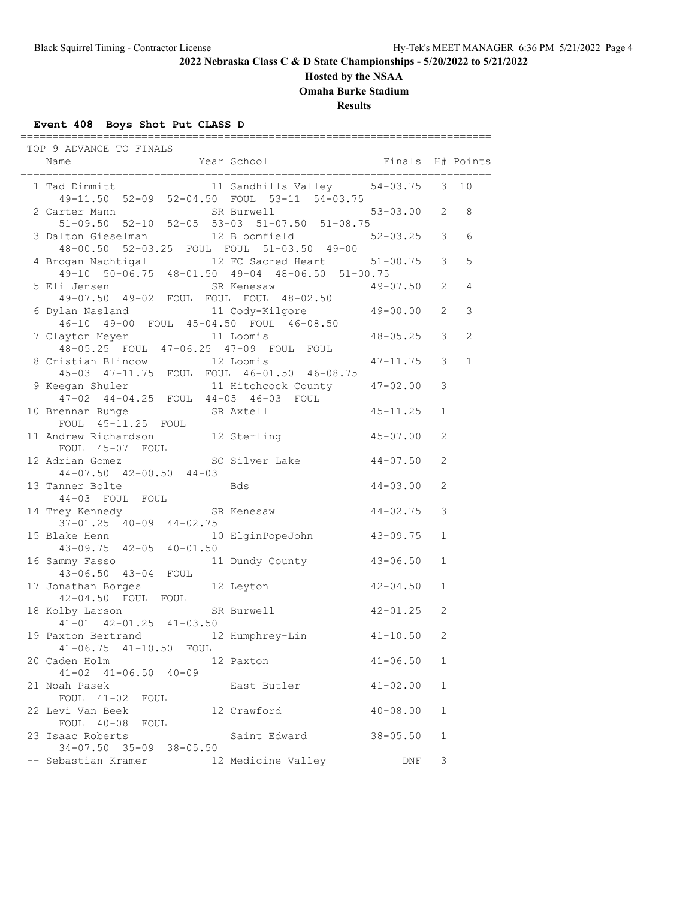**2022 Nebraska Class C & D State Championships - 5/20/2022 to 5/21/2022**

**Hosted by the NSAA**

**Omaha Burke Stadium**

**Results**

#### Event 408 Boys Shot Put CLASS D

TOP 9 ADVANCE TO FINALS

| Place | Name | Year | School | Finals | H# | Points |
|---|---|---|---|---|---|---|
| 1 | Tad Dimmitt | 11 | Sandhills Valley | 54-03.75 | 3 | 10 |
| | 49-11.50 52-09 52-04.50 FOUL 53-11 54-03.75 | | | | | |
| 2 | Carter Mann | SR | Burwell | 53-03.00 | 2 | 8 |
| | 51-09.50 52-10 52-05 53-03 51-07.50 51-08.75 | | | | | |
| 3 | Dalton Gieselman | 12 | Bloomfield | 52-03.25 | 3 | 6 |
| | 48-00.50 52-03.25 FOUL FOUL 51-03.50 49-00 | | | | | |
| 4 | Brogan Nachtigal | 12 | FC Sacred Heart | 51-00.75 | 3 | 5 |
| | 49-10 50-06.75 48-01.50 49-04 48-06.50 51-00.75 | | | | | |
| 5 | Eli Jensen | SR | Kenesaw | 49-07.50 | 2 | 4 |
| | 49-07.50 49-02 FOUL FOUL FOUL 48-02.50 | | | | | |
| 6 | Dylan Nasland | 11 | Cody-Kilgore | 49-00.00 | 2 | 3 |
| | 46-10 49-00 FOUL 45-04.50 FOUL 46-08.50 | | | | | |
| 7 | Clayton Meyer | 11 | Loomis | 48-05.25 | 3 | 2 |
| | 48-05.25 FOUL 47-06.25 47-09 FOUL FOUL | | | | | |
| 8 | Cristian Blincow | 12 | Loomis | 47-11.75 | 3 | 1 |
| | 45-03 47-11.75 FOUL FOUL 46-01.50 46-08.75 | | | | | |
| 9 | Keegan Shuler | 11 | Hitchcock County | 47-02.00 | 3 | |
| | 47-02 44-04.25 FOUL 44-05 46-03 FOUL | | | | | |
| 10 | Brennan Runge | SR | Axtell | 45-11.25 | 1 | |
| | FOUL 45-11.25 FOUL | | | | | |
| 11 | Andrew Richardson | 12 | Sterling | 45-07.00 | 2 | |
| | FOUL 45-07 FOUL | | | | | |
| 12 | Adrian Gomez | SO | Silver Lake | 44-07.50 | 2 | |
| | 44-07.50 42-00.50 44-03 | | | | | |
| 13 | Tanner Bolte | | Bds | 44-03.00 | 2 | |
| | 44-03 FOUL FOUL | | | | | |
| 14 | Trey Kennedy | SR | Kenesaw | 44-02.75 | 3 | |
| | 37-01.25 40-09 44-02.75 | | | | | |
| 15 | Blake Henn | 10 | ElginPopeJohn | 43-09.75 | 1 | |
| | 43-09.75 42-05 40-01.50 | | | | | |
| 16 | Sammy Fasso | 11 | Dundy County | 43-06.50 | 1 | |
| | 43-06.50 43-04 FOUL | | | | | |
| 17 | Jonathan Borges | 12 | Leyton | 42-04.50 | 1 | |
| | 42-04.50 FOUL FOUL | | | | | |
| 18 | Kolby Larson | SR | Burwell | 42-01.25 | 2 | |
| | 41-01 42-01.25 41-03.50 | | | | | |
| 19 | Paxton Bertrand | 12 | Humphrey-Lin | 41-10.50 | 2 | |
| | 41-06.75 41-10.50 FOUL | | | | | |
| 20 | Caden Holm | 12 | Paxton | 41-06.50 | 1 | |
| | 41-02 41-06.50 40-09 | | | | | |
| 21 | Noah Pasek | | East Butler | 41-02.00 | 1 | |
| | FOUL 41-02 FOUL | | | | | |
| 22 | Levi Van Beek | 12 | Crawford | 40-08.00 | 1 | |
| | FOUL 40-08 FOUL | | | | | |
| 23 | Isaac Roberts | | Saint Edward | 38-05.50 | 1 | |
| | 34-07.50 35-09 38-05.50 | | | | | |
| -- | Sebastian Kramer | 12 | Medicine Valley | DNF | 3 | |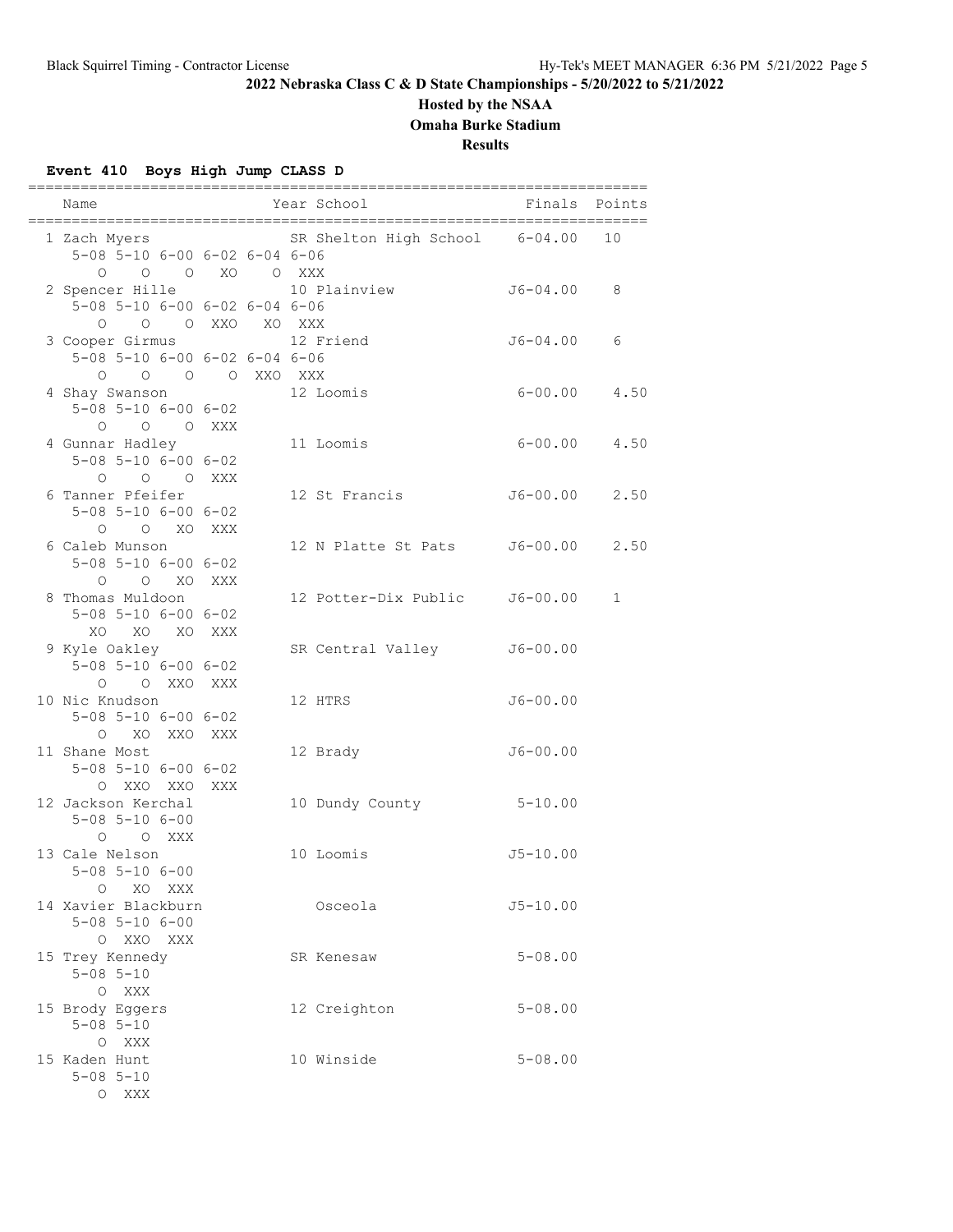**2022 Nebraska Class C & D State Championships - 5/20/2022 to 5/21/2022**

**Hosted by the NSAA**

**Omaha Burke Stadium**

**Results**

### Event 410 Boys High Jump CLASS D

| Place | Name | Year | School | Finals | Points |
|---|---|---|---|---|---|
| 1 | Zach Myers | SR | Shelton High School | 6-04.00 | 10 |
| | 5-08 5-10 6-00 6-02 6-04 6-06 | | | | |
| | O O O XO O XXX | | | | |
| 2 | Spencer Hille | 10 | Plainview | J6-04.00 | 8 |
| | 5-08 5-10 6-00 6-02 6-04 6-06 | | | | |
| | O O O XXO XO XXX | | | | |
| 3 | Cooper Girmus | 12 | Friend | J6-04.00 | 6 |
| | 5-08 5-10 6-00 6-02 6-04 6-06 | | | | |
| | O O O O XXO XXX | | | | |
| 4 | Shay Swanson | 12 | Loomis | 6-00.00 | 4.50 |
| | 5-08 5-10 6-00 6-02 | | | | |
| | O O O XXX | | | | |
| 4 | Gunnar Hadley | 11 | Loomis | 6-00.00 | 4.50 |
| | 5-08 5-10 6-00 6-02 | | | | |
| | O O O XXX | | | | |
| 6 | Tanner Pfeifer | 12 | St Francis | J6-00.00 | 2.50 |
| | 5-08 5-10 6-00 6-02 | | | | |
| | O O XO XXX | | | | |
| 6 | Caleb Munson | 12 | N Platte St Pats | J6-00.00 | 2.50 |
| | 5-08 5-10 6-00 6-02 | | | | |
| | O O XO XXX | | | | |
| 8 | Thomas Muldoon | 12 | Potter-Dix Public | J6-00.00 | 1 |
| | 5-08 5-10 6-00 6-02 | | | | |
| | XO XO XO XXX | | | | |
| 9 | Kyle Oakley | SR | Central Valley | J6-00.00 | |
| | 5-08 5-10 6-00 6-02 | | | | |
| | O O XXO XXX | | | | |
| 10 | Nic Knudson | 12 | HTRS | J6-00.00 | |
| | 5-08 5-10 6-00 6-02 | | | | |
| | O XO XXO XXX | | | | |
| 11 | Shane Most | 12 | Brady | J6-00.00 | |
| | 5-08 5-10 6-00 6-02 | | | | |
| | O XXO XXO XXX | | | | |
| 12 | Jackson Kerchal | 10 | Dundy County | 5-10.00 | |
| | 5-08 5-10 6-00 | | | | |
| | O O XXX | | | | |
| 13 | Cale Nelson | 10 | Loomis | J5-10.00 | |
| | 5-08 5-10 6-00 | | | | |
| | O XO XXX | | | | |
| 14 | Xavier Blackburn | | Osceola | J5-10.00 | |
| | 5-08 5-10 6-00 | | | | |
| | O XXO XXX | | | | |
| 15 | Trey Kennedy | SR | Kenesaw | 5-08.00 | |
| | 5-08 5-10 | | | | |
| | O XXX | | | | |
| 15 | Brody Eggers | 12 | Creighton | 5-08.00 | |
| | 5-08 5-10 | | | | |
| | O XXX | | | | |
| 15 | Kaden Hunt | 10 | Winside | 5-08.00 | |
| | 5-08 5-10 | | | | |
| | O XXX | | | | |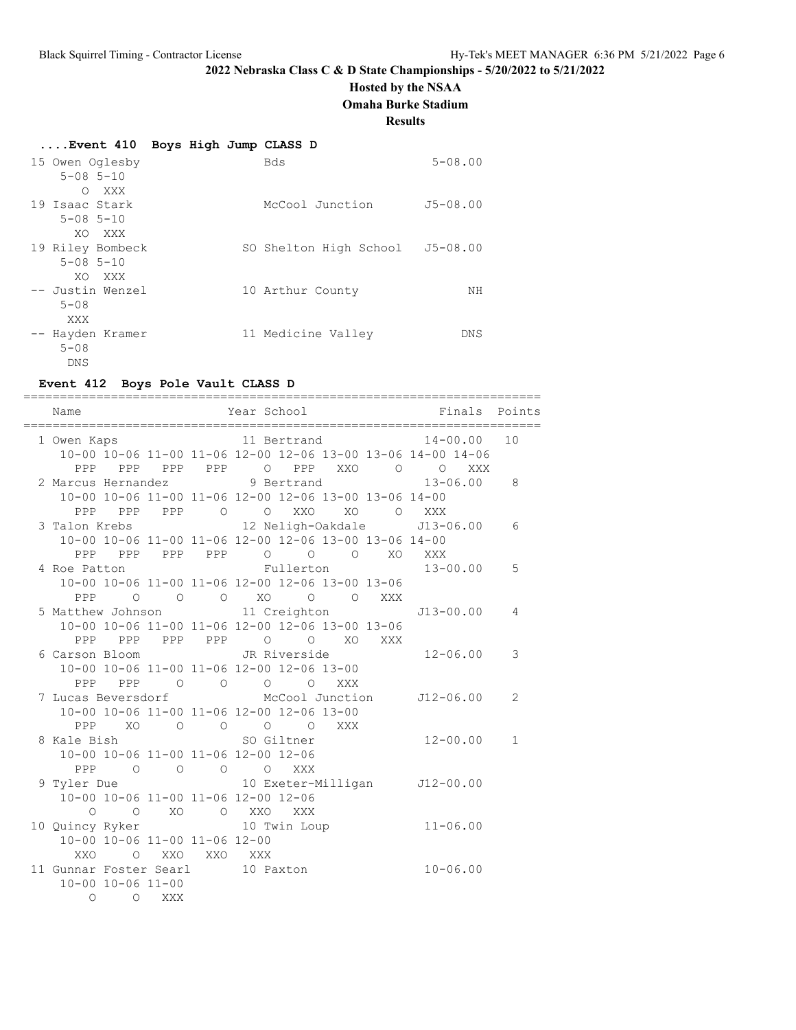## 2022 Nebraska Class C & D State Championships - 5/20/2022 to 5/21/2022

**Hosted by the NSAA**

**Omaha Burke Stadium**

**Results**

### ....Event 410 Boys High Jump CLASS D

```
15 Owen Oglesby                  Bds                       5-08.00
    5-08 5-10
       O  XXX
19 Isaac Stark                   McCool Junction          J5-08.00
    5-08 5-10
      XO  XXX
19 Riley Bombeck              SO Shelton High School      J5-08.00
    5-08 5-10
      XO  XXX
-- Justin Wenzel              10 Arthur County                  NH
    5-08
     XXX
-- Hayden Kramer              11 Medicine Valley               DNS
    5-08
     DNS
```

### Event 412 Boys Pole Vault CLASS D

```
========================================================================
   Name                    Year School                  Finals  Points
========================================================================
  1 Owen Kaps                 11 Bertrand               14-00.00   10
     10-00 10-06 11-00 11-06 12-00 12-06 13-00 13-06 14-00 14-06
       PPP   PPP   PPP   PPP     O   PPP   XXO     O     O   XXX
  2 Marcus Hernandez           9 Bertrand               13-06.00    8
     10-00 10-06 11-00 11-06 12-00 12-06 13-00 13-06 14-00
       PPP   PPP   PPP     O     O   XXO    XO     O   XXX
  3 Talon Krebs               12 Neligh-Oakdale        J13-06.00    6
     10-00 10-06 11-00 11-06 12-00 12-06 13-00 13-06 14-00
       PPP   PPP   PPP   PPP     O     O     O    XO   XXX
  4 Roe Patton                   Fullerton              13-00.00    5
     10-00 10-06 11-00 11-06 12-00 12-06 13-00 13-06
       PPP     O     O     O    XO     O     O   XXX
  5 Matthew Johnson           11 Creighton             J13-00.00    4
     10-00 10-06 11-00 11-06 12-00 12-06 13-00 13-06
       PPP   PPP   PPP   PPP     O     O    XO   XXX
  6 Carson Bloom              JR Riverside              12-06.00    3
     10-00 10-06 11-00 11-06 12-00 12-06 13-00
       PPP   PPP     O     O     O     O   XXX
  7 Lucas Beversdorf             McCool Junction       J12-06.00    2
     10-00 10-06 11-00 11-06 12-00 12-06 13-00
       PPP    XO     O     O     O     O   XXX
  8 Kale Bish                 SO Giltner                12-00.00    1
     10-00 10-06 11-00 11-06 12-00 12-06
       PPP     O     O     O     O   XXX
  9 Tyler Due                 10 Exeter-Milligan       J12-00.00
     10-00 10-06 11-00 11-06 12-00 12-06
         O     O    XO     O   XXO   XXX
 10 Quincy Ryker              10 Twin Loup              11-06.00
     10-00 10-06 11-00 11-06 12-00
       XXO     O   XXO   XXO   XXX
 11 Gunnar Foster Searl       10 Paxton                 10-06.00
     10-00 10-06 11-00
         O     O   XXX
```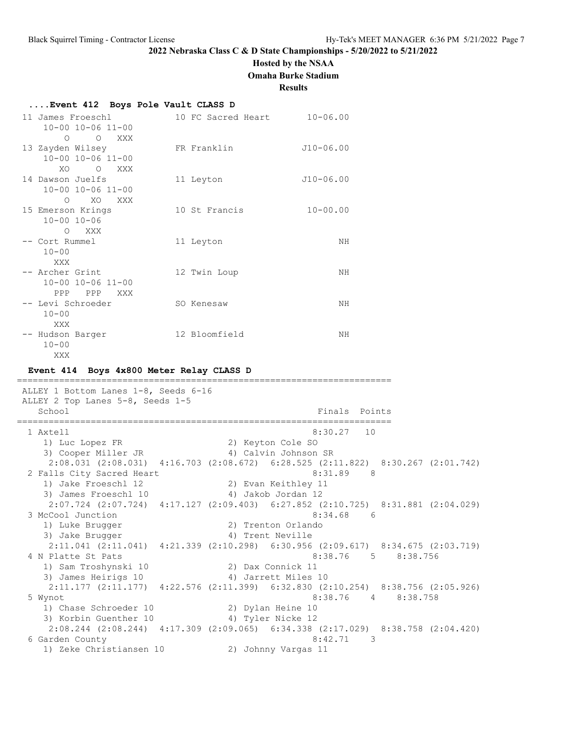2022 Nebraska Class C & D State Championships - 5/20/2022 to 5/21/2022

Hosted by the NSAA

Omaha Burke Stadium

Results

### ....Event 412  Boys Pole Vault CLASS D

```
 11 James Froeschl           10 FC Sacred Heart      10-06.00
     10-00 10-06 11-00
         O     O   XXX
 13 Zayden Wilsey            FR Franklin            J10-06.00
     10-00 10-06 11-00
        XO     O   XXX
 14 Dawson Juelfs            11 Leyton              J10-06.00
     10-00 10-06 11-00
         O    XO   XXX
 15 Emerson Krings           10 St Francis           10-00.00
     10-00 10-06
         O   XXX
 -- Cort Rummel              11 Leyton                     NH
     10-00
       XXX
 -- Archer Grint             12 Twin Loup                  NH
     10-00 10-06 11-00
       PPP   PPP   XXX
 -- Levi Schroeder           SO Kenesaw                    NH
     10-00
       XXX
 -- Hudson Barger            12 Bloomfield                 NH
     10-00
       XXX
```

### Event 414  Boys 4x800 Meter Relay CLASS D

```
=======================================================================
 ALLEY 1 Bottom Lanes 1-8, Seeds 6-16
 ALLEY 2 Top Lanes 5-8, Seeds 1-5
    School                                            Finals  Points
=======================================================================
  1 Axtell                                            8:30.27   10
     1) Luc Lopez FR                   2) Keyton Cole SO
     3) Cooper Miller JR               4) Calvin Johnson SR
      2:08.031 (2:08.031)  4:16.703 (2:08.672)  6:28.525 (2:11.822)  8:30.267 (2:01.742)
  2 Falls City Sacred Heart                           8:31.89    8
     1) Jake Froeschl 12               2) Evan Keithley 11
     3) James Froeschl 10              4) Jakob Jordan 12
      2:07.724 (2:07.724)  4:17.127 (2:09.403)  6:27.852 (2:10.725)  8:31.881 (2:04.029)
  3 McCool Junction                                   8:34.68    6
     1) Luke Brugger                   2) Trenton Orlando
     3) Jake Brugger                   4) Trent Neville
      2:11.041 (2:11.041)  4:21.339 (2:10.298)  6:30.956 (2:09.617)  8:34.675 (2:03.719)
  4 N Platte St Pats                                  8:38.76    5    8:38.756
     1) Sam Troshynski 10              2) Dax Connick 11
     3) James Heirigs 10               4) Jarrett Miles 10
      2:11.177 (2:11.177)  4:22.576 (2:11.399)  6:32.830 (2:10.254)  8:38.756 (2:05.926)
  5 Wynot                                             8:38.76    4    8:38.758
     1) Chase Schroeder 10             2) Dylan Heine 10
     3) Korbin Guenther 10             4) Tyler Nicke 12
      2:08.244 (2:08.244)  4:17.309 (2:09.065)  6:34.338 (2:17.029)  8:38.758 (2:04.420)
  6 Garden County                                     8:42.71    3
     1) Zeke Christiansen 10           2) Johnny Vargas 11
```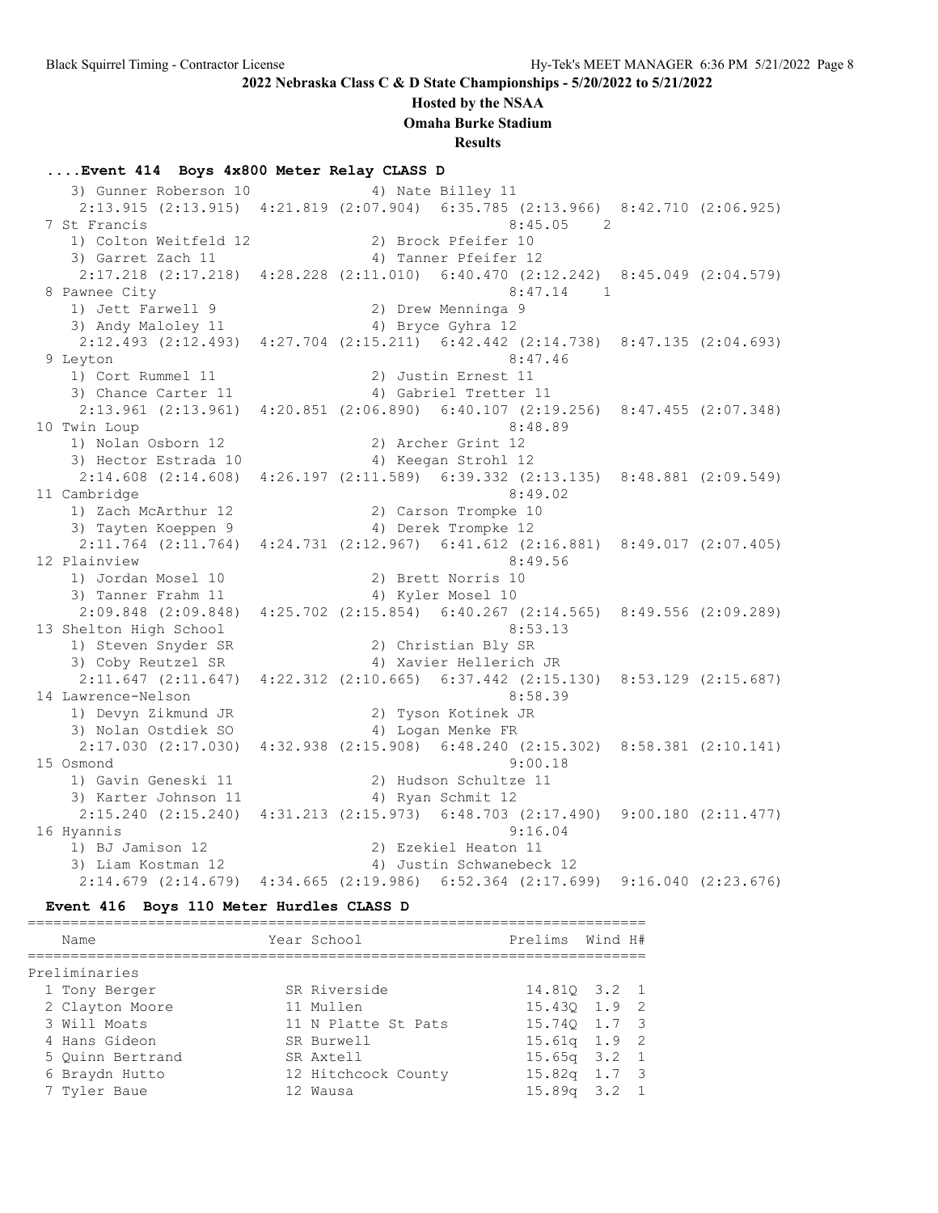**2022 Nebraska Class C & D State Championships - 5/20/2022 to 5/21/2022**

**Hosted by the NSAA**

**Omaha Burke Stadium**

**Results**

### ....Event 414 Boys 4x800 Meter Relay CLASS D

```
    3) Gunner Roberson 10             4) Nate Billey 11
     2:13.915 (2:13.915)  4:21.819 (2:07.904)  6:35.785 (2:13.966)  8:42.710 (2:06.925)
  7 St Francis                                          8:45.05    2
    1) Colton Weitfeld 12             2) Brock Pfeifer 10
    3) Garret Zach 11                 4) Tanner Pfeifer 12
     2:17.218 (2:17.218)  4:28.228 (2:11.010)  6:40.470 (2:12.242)  8:45.049 (2:04.579)
  8 Pawnee City                                         8:47.14    1
    1) Jett Farwell 9                 2) Drew Menninga 9
    3) Andy Maloley 11                4) Bryce Gyhra 12
     2:12.493 (2:12.493)  4:27.704 (2:15.211)  6:42.442 (2:14.738)  8:47.135 (2:04.693)
  9 Leyton                                              8:47.46
    1) Cort Rummel 11                 2) Justin Ernest 11
    3) Chance Carter 11               4) Gabriel Tretter 11
     2:13.961 (2:13.961)  4:20.851 (2:06.890)  6:40.107 (2:19.256)  8:47.455 (2:07.348)
 10 Twin Loup                                           8:48.89
    1) Nolan Osborn 12                2) Archer Grint 12
    3) Hector Estrada 10              4) Keegan Strohl 12
     2:14.608 (2:14.608)  4:26.197 (2:11.589)  6:39.332 (2:13.135)  8:48.881 (2:09.549)
 11 Cambridge                                           8:49.02
    1) Zach McArthur 12               2) Carson Trompke 10
    3) Tayten Koeppen 9               4) Derek Trompke 12
     2:11.764 (2:11.764)  4:24.731 (2:12.967)  6:41.612 (2:16.881)  8:49.017 (2:07.405)
 12 Plainview                                           8:49.56
    1) Jordan Mosel 10                2) Brett Norris 10
    3) Tanner Frahm 11                4) Kyler Mosel 10
     2:09.848 (2:09.848)  4:25.702 (2:15.854)  6:40.267 (2:14.565)  8:49.556 (2:09.289)
 13 Shelton High School                                 8:53.13
    1) Steven Snyder SR               2) Christian Bly SR
    3) Coby Reutzel SR                4) Xavier Hellerich JR
     2:11.647 (2:11.647)  4:22.312 (2:10.665)  6:37.442 (2:15.130)  8:53.129 (2:15.687)
 14 Lawrence-Nelson                                     8:58.39
    1) Devyn Zikmund JR               2) Tyson Kotinek JR
    3) Nolan Ostdiek SO               4) Logan Menke FR
     2:17.030 (2:17.030)  4:32.938 (2:15.908)  6:48.240 (2:15.302)  8:58.381 (2:10.141)
 15 Osmond                                              9:00.18
    1) Gavin Geneski 11               2) Hudson Schultze 11
    3) Karter Johnson 11              4) Ryan Schmit 12
     2:15.240 (2:15.240)  4:31.213 (2:15.973)  6:48.703 (2:17.490)  9:00.180 (2:11.477)
 16 Hyannis                                             9:16.04
    1) BJ Jamison 12                  2) Ezekiel Heaton 11
    3) Liam Kostman 12                4) Justin Schwanebeck 12
     2:14.679 (2:14.679)  4:34.665 (2:19.986)  6:52.364 (2:17.699)  9:16.040 (2:23.676)
```

### Event 416 Boys 110 Meter Hurdles CLASS D

**Preliminaries**

| | Name | Year | School | Prelims | Wind | H# |
|---|---|---|---|---|---|---|
| 1 | Tony Berger | SR | Riverside | 14.81Q | 3.2 | 1 |
| 2 | Clayton Moore | 11 | Mullen | 15.43Q | 1.9 | 2 |
| 3 | Will Moats | 11 | N Platte St Pats | 15.74Q | 1.7 | 3 |
| 4 | Hans Gideon | SR | Burwell | 15.61q | 1.9 | 2 |
| 5 | Quinn Bertrand | SR | Axtell | 15.65q | 3.2 | 1 |
| 6 | Braydn Hutto | 12 | Hitchcock County | 15.82q | 1.7 | 3 |
| 7 | Tyler Baue | 12 | Wausa | 15.89q | 3.2 | 1 |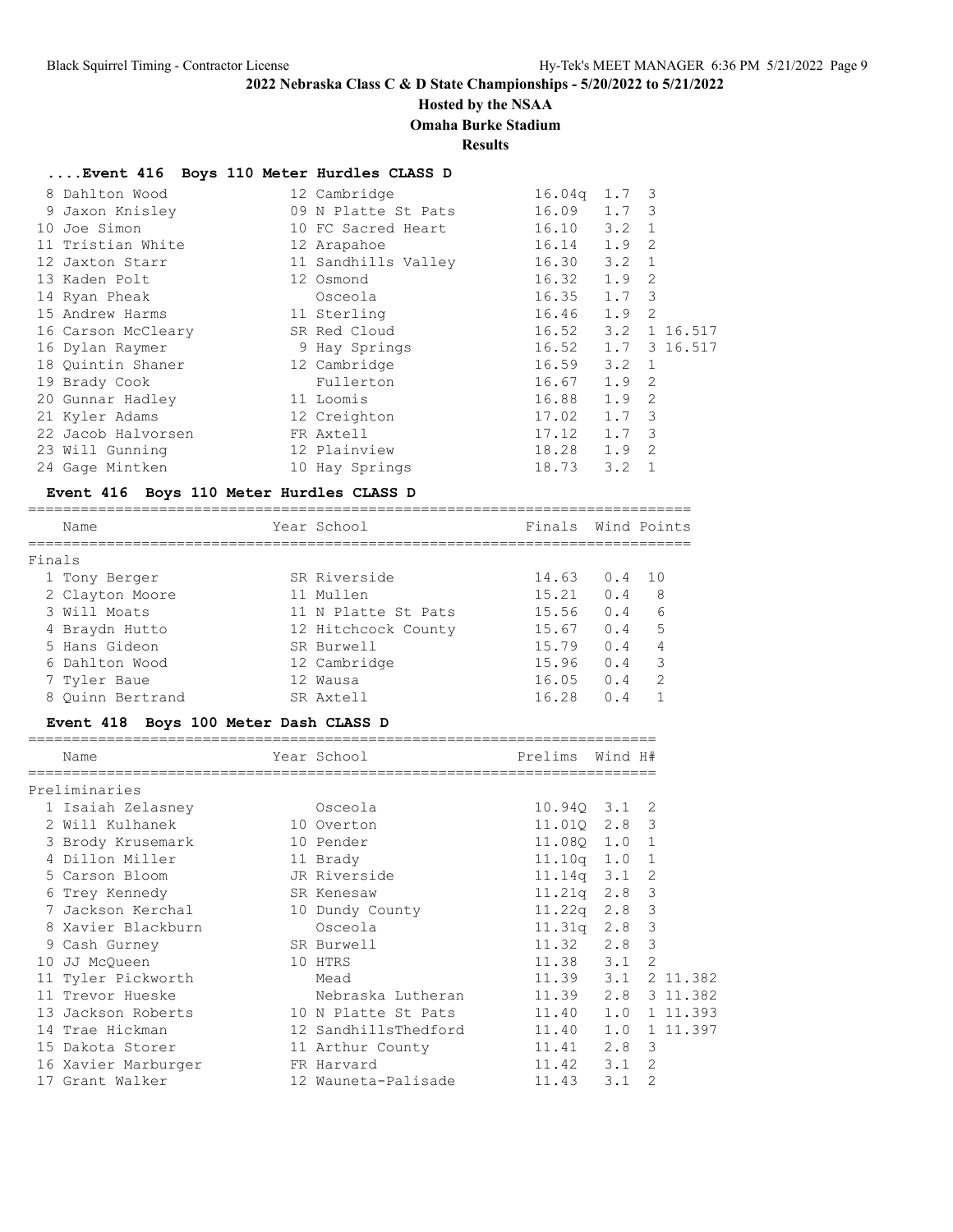## 2022 Nebraska Class C & D State Championships - 5/20/2022 to 5/21/2022

**Hosted by the NSAA**

**Omaha Burke Stadium**

**Results**

### ....Event 416 Boys 110 Meter Hurdles CLASS D

| Place | Name | Year | School | Prelims | Wind | H# | |
|---|---|---|---|---|---|---|---|
| 8 | Dahlton Wood | 12 | Cambridge | 16.04q | 1.7 | 3 | |
| 9 | Jaxon Knisley | 09 | N Platte St Pats | 16.09 | 1.7 | 3 | |
| 10 | Joe Simon | 10 | FC Sacred Heart | 16.10 | 3.2 | 1 | |
| 11 | Tristian White | 12 | Arapahoe | 16.14 | 1.9 | 2 | |
| 12 | Jaxton Starr | 11 | Sandhills Valley | 16.30 | 3.2 | 1 | |
| 13 | Kaden Polt | 12 | Osmond | 16.32 | 1.9 | 2 | |
| 14 | Ryan Pheak | | Osceola | 16.35 | 1.7 | 3 | |
| 15 | Andrew Harms | 11 | Sterling | 16.46 | 1.9 | 2 | |
| 16 | Carson McCleary | SR | Red Cloud | 16.52 | 3.2 | 1 | 16.517 |
| 16 | Dylan Raymer | 9 | Hay Springs | 16.52 | 1.7 | 3 | 16.517 |
| 18 | Quintin Shaner | 12 | Cambridge | 16.59 | 3.2 | 1 | |
| 19 | Brady Cook | | Fullerton | 16.67 | 1.9 | 2 | |
| 20 | Gunnar Hadley | 11 | Loomis | 16.88 | 1.9 | 2 | |
| 21 | Kyler Adams | 12 | Creighton | 17.02 | 1.7 | 3 | |
| 22 | Jacob Halvorsen | FR | Axtell | 17.12 | 1.7 | 3 | |
| 23 | Will Gunning | 12 | Plainview | 18.28 | 1.9 | 2 | |
| 24 | Gage Mintken | 10 | Hay Springs | 18.73 | 3.2 | 1 | |

### Event 416 Boys 110 Meter Hurdles CLASS D

**Finals**

| Place | Name | Year | School | Finals | Wind | Points |
|---|---|---|---|---|---|---|
| 1 | Tony Berger | SR | Riverside | 14.63 | 0.4 | 10 |
| 2 | Clayton Moore | 11 | Mullen | 15.21 | 0.4 | 8 |
| 3 | Will Moats | 11 | N Platte St Pats | 15.56 | 0.4 | 6 |
| 4 | Braydn Hutto | 12 | Hitchcock County | 15.67 | 0.4 | 5 |
| 5 | Hans Gideon | SR | Burwell | 15.79 | 0.4 | 4 |
| 6 | Dahlton Wood | 12 | Cambridge | 15.96 | 0.4 | 3 |
| 7 | Tyler Baue | 12 | Wausa | 16.05 | 0.4 | 2 |
| 8 | Quinn Bertrand | SR | Axtell | 16.28 | 0.4 | 1 |

### Event 418 Boys 100 Meter Dash CLASS D

**Preliminaries**

| Place | Name | Year | School | Prelims | Wind | H# | |
|---|---|---|---|---|---|---|---|
| 1 | Isaiah Zelasney | | Osceola | 10.94Q | 3.1 | 2 | |
| 2 | Will Kulhanek | 10 | Overton | 11.01Q | 2.8 | 3 | |
| 3 | Brody Krusemark | 10 | Pender | 11.08Q | 1.0 | 1 | |
| 4 | Dillon Miller | 11 | Brady | 11.10q | 1.0 | 1 | |
| 5 | Carson Bloom | JR | Riverside | 11.14q | 3.1 | 2 | |
| 6 | Trey Kennedy | SR | Kenesaw | 11.21q | 2.8 | 3 | |
| 7 | Jackson Kerchal | 10 | Dundy County | 11.22q | 2.8 | 3 | |
| 8 | Xavier Blackburn | | Osceola | 11.31q | 2.8 | 3 | |
| 9 | Cash Gurney | SR | Burwell | 11.32 | 2.8 | 3 | |
| 10 | JJ McQueen | 10 | HTRS | 11.38 | 3.1 | 2 | |
| 11 | Tyler Pickworth | | Mead | 11.39 | 3.1 | 2 | 11.382 |
| 11 | Trevor Hueske | | Nebraska Lutheran | 11.39 | 2.8 | 3 | 11.382 |
| 13 | Jackson Roberts | 10 | N Platte St Pats | 11.40 | 1.0 | 1 | 11.393 |
| 14 | Trae Hickman | 12 | SandhillsThedford | 11.40 | 1.0 | 1 | 11.397 |
| 15 | Dakota Storer | 11 | Arthur County | 11.41 | 2.8 | 3 | |
| 16 | Xavier Marburger | FR | Harvard | 11.42 | 3.1 | 2 | |
| 17 | Grant Walker | 12 | Wauneta-Palisade | 11.43 | 3.1 | 2 | |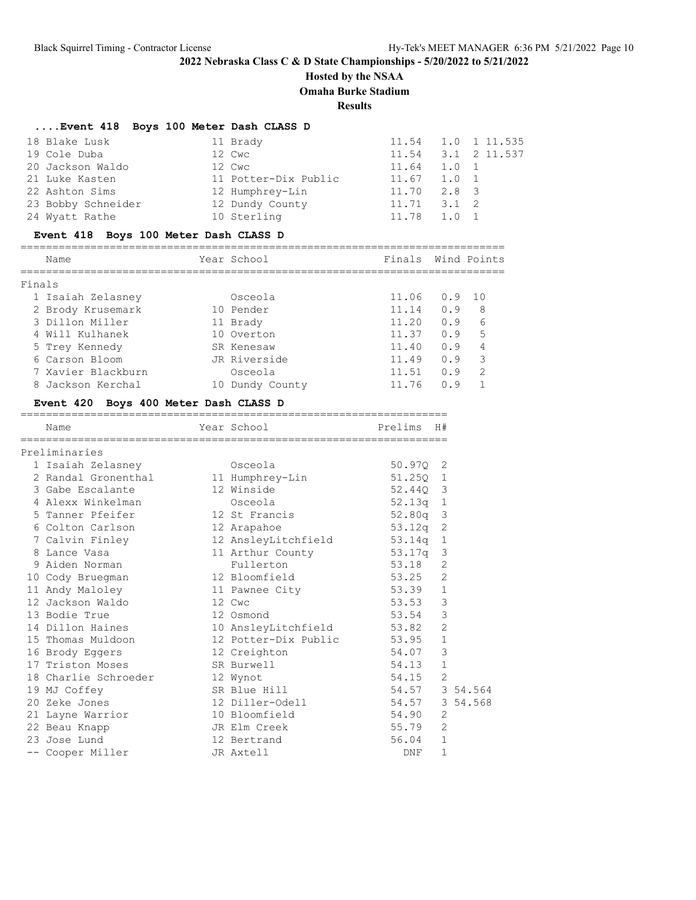**2022 Nebraska Class C & D State Championships - 5/20/2022 to 5/21/2022**

**Hosted by the NSAA**

**Omaha Burke Stadium**

**Results**

### ....Event 418 Boys 100 Meter Dash CLASS D

| Place | Name | Year | School | Prelims | Wind | H# | Tiebreak |
|---|---|---|---|---|---|---|---|
| 18 | Blake Lusk | 11 | Brady | 11.54 | 1.0 | 1 | 11.535 |
| 19 | Cole Duba | 12 | Cwc | 11.54 | 3.1 | 2 | 11.537 |
| 20 | Jackson Waldo | 12 | Cwc | 11.64 | 1.0 | 1 | |
| 21 | Luke Kasten | 11 | Potter-Dix Public | 11.67 | 1.0 | 1 | |
| 22 | Ashton Sims | 12 | Humphrey-Lin | 11.70 | 2.8 | 3 | |
| 23 | Bobby Schneider | 12 | Dundy County | 11.71 | 3.1 | 2 | |
| 24 | Wyatt Rathe | 10 | Sterling | 11.78 | 1.0 | 1 | |

### Event 418 Boys 100 Meter Dash CLASS D

Finals

| Place | Name | Year | School | Finals | Wind | Points |
|---|---|---|---|---|---|---|
| 1 | Isaiah Zelasney | | Osceola | 11.06 | 0.9 | 10 |
| 2 | Brody Krusemark | 10 | Pender | 11.14 | 0.9 | 8 |
| 3 | Dillon Miller | 11 | Brady | 11.20 | 0.9 | 6 |
| 4 | Will Kulhanek | 10 | Overton | 11.37 | 0.9 | 5 |
| 5 | Trey Kennedy | SR | Kenesaw | 11.40 | 0.9 | 4 |
| 6 | Carson Bloom | JR | Riverside | 11.49 | 0.9 | 3 |
| 7 | Xavier Blackburn | | Osceola | 11.51 | 0.9 | 2 |
| 8 | Jackson Kerchal | 10 | Dundy County | 11.76 | 0.9 | 1 |

### Event 420 Boys 400 Meter Dash CLASS D

Preliminaries

| Place | Name | Year | School | Prelims | H# | Tiebreak |
|---|---|---|---|---|---|---|
| 1 | Isaiah Zelasney | | Osceola | 50.97Q | 2 | |
| 2 | Randal Gronenthal | 11 | Humphrey-Lin | 51.25Q | 1 | |
| 3 | Gabe Escalante | 12 | Winside | 52.44Q | 3 | |
| 4 | Alexx Winkelman | | Osceola | 52.13q | 1 | |
| 5 | Tanner Pfeifer | 12 | St Francis | 52.80q | 3 | |
| 6 | Colton Carlson | 12 | Arapahoe | 53.12q | 2 | |
| 7 | Calvin Finley | 12 | AnsleyLitchfield | 53.14q | 1 | |
| 8 | Lance Vasa | 11 | Arthur County | 53.17q | 3 | |
| 9 | Aiden Norman | | Fullerton | 53.18 | 2 | |
| 10 | Cody Bruegman | 12 | Bloomfield | 53.25 | 2 | |
| 11 | Andy Maloley | 11 | Pawnee City | 53.39 | 1 | |
| 12 | Jackson Waldo | 12 | Cwc | 53.53 | 3 | |
| 13 | Bodie True | 12 | Osmond | 53.54 | 3 | |
| 14 | Dillon Haines | 10 | AnsleyLitchfield | 53.82 | 2 | |
| 15 | Thomas Muldoon | 12 | Potter-Dix Public | 53.95 | 1 | |
| 16 | Brody Eggers | 12 | Creighton | 54.07 | 3 | |
| 17 | Triston Moses | SR | Burwell | 54.13 | 1 | |
| 18 | Charlie Schroeder | 12 | Wynot | 54.15 | 2 | |
| 19 | MJ Coffey | SR | Blue Hill | 54.57 | 3 | 54.564 |
| 20 | Zeke Jones | 12 | Diller-Odell | 54.57 | 3 | 54.568 |
| 21 | Layne Warrior | 10 | Bloomfield | 54.90 | 2 | |
| 22 | Beau Knapp | JR | Elm Creek | 55.79 | 2 | |
| 23 | Jose Lund | 12 | Bertrand | 56.04 | 1 | |
| -- | Cooper Miller | JR | Axtell | DNF | 1 | |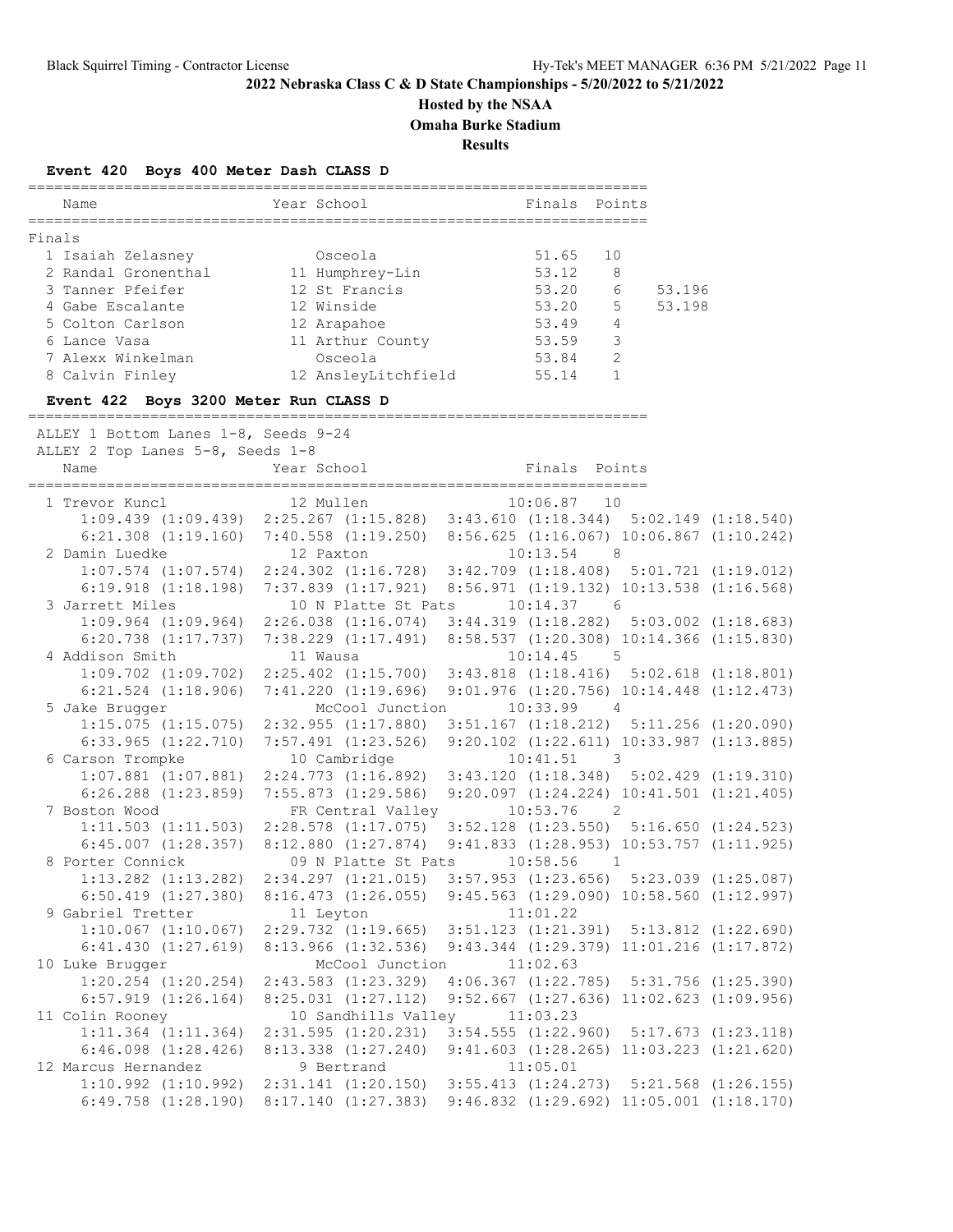## 2022 Nebraska Class C & D State Championships - 5/20/2022 to 5/21/2022

**Hosted by the NSAA**

**Omaha Burke Stadium**

**Results**

### Event 420 Boys 400 Meter Dash CLASS D

**Finals**

| Place | Name | Year | School | Finals | Points | |
|---|---|---|---|---|---|---|
| 1 | Isaiah Zelasney | | Osceola | 51.65 | 10 | |
| 2 | Randal Gronenthal | 11 | Humphrey-Lin | 53.12 | 8 | |
| 3 | Tanner Pfeifer | 12 | St Francis | 53.20 | 6 | 53.196 |
| 4 | Gabe Escalante | 12 | Winside | 53.20 | 5 | 53.198 |
| 5 | Colton Carlson | 12 | Arapahoe | 53.49 | 4 | |
| 6 | Lance Vasa | 11 | Arthur County | 53.59 | 3 | |
| 7 | Alexx Winkelman | | Osceola | 53.84 | 2 | |
| 8 | Calvin Finley | 12 | AnsleyLitchfield | 55.14 | 1 | |

### Event 422 Boys 3200 Meter Run CLASS D

ALLEY 1 Bottom Lanes 1-8, Seeds 9-24
ALLEY 2 Top Lanes 5-8, Seeds 1-8

| Place | Name | Year | School | Finals | Points |
|---|---|---|---|---|---|
| 1 | Trevor Kuncl | 12 | Mullen | 10:06.87 | 10 |
| | 1:09.439 (1:09.439) 2:25.267 (1:15.828) 3:43.610 (1:18.344) 5:02.149 (1:18.540) 6:21.308 (1:19.160) 7:40.558 (1:19.250) 8:56.625 (1:16.067) 10:06.867 (1:10.242) | | | | |
| 2 | Damin Luedke | 12 | Paxton | 10:13.54 | 8 |
| | 1:07.574 (1:07.574) 2:24.302 (1:16.728) 3:42.709 (1:18.408) 5:01.721 (1:19.012) 6:19.918 (1:18.198) 7:37.839 (1:17.921) 8:56.971 (1:19.132) 10:13.538 (1:16.568) | | | | |
| 3 | Jarrett Miles | 10 | N Platte St Pats | 10:14.37 | 6 |
| | 1:09.964 (1:09.964) 2:26.038 (1:16.074) 3:44.319 (1:18.282) 5:03.002 (1:18.683) 6:20.738 (1:17.737) 7:38.229 (1:17.491) 8:58.537 (1:20.308) 10:14.366 (1:15.830) | | | | |
| 4 | Addison Smith | 11 | Wausa | 10:14.45 | 5 |
| | 1:09.702 (1:09.702) 2:25.402 (1:15.700) 3:43.818 (1:18.416) 5:02.618 (1:18.801) 6:21.524 (1:18.906) 7:41.220 (1:19.696) 9:01.976 (1:20.756) 10:14.448 (1:12.473) | | | | |
| 5 | Jake Brugger | | McCool Junction | 10:33.99 | 4 |
| | 1:15.075 (1:15.075) 2:32.955 (1:17.880) 3:51.167 (1:18.212) 5:11.256 (1:20.090) 6:33.965 (1:22.710) 7:57.491 (1:23.526) 9:20.102 (1:22.611) 10:33.987 (1:13.885) | | | | |
| 6 | Carson Trompke | 10 | Cambridge | 10:41.51 | 3 |
| | 1:07.881 (1:07.881) 2:24.773 (1:16.892) 3:43.120 (1:18.348) 5:02.429 (1:19.310) 6:26.288 (1:23.859) 7:55.873 (1:29.586) 9:20.097 (1:24.224) 10:41.501 (1:21.405) | | | | |
| 7 | Boston Wood | FR | Central Valley | 10:53.76 | 2 |
| | 1:11.503 (1:11.503) 2:28.578 (1:17.075) 3:52.128 (1:23.550) 5:16.650 (1:24.523) 6:45.007 (1:28.357) 8:12.880 (1:27.874) 9:41.833 (1:28.953) 10:53.757 (1:11.925) | | | | |
| 8 | Porter Connick | 09 | N Platte St Pats | 10:58.56 | 1 |
| | 1:13.282 (1:13.282) 2:34.297 (1:21.015) 3:57.953 (1:23.656) 5:23.039 (1:25.087) 6:50.419 (1:27.380) 8:16.473 (1:26.055) 9:45.563 (1:29.090) 10:58.560 (1:12.997) | | | | |
| 9 | Gabriel Tretter | 11 | Leyton | 11:01.22 | |
| | 1:10.067 (1:10.067) 2:29.732 (1:19.665) 3:51.123 (1:21.391) 5:13.812 (1:22.690) 6:41.430 (1:27.619) 8:13.966 (1:32.536) 9:43.344 (1:29.379) 11:01.216 (1:17.872) | | | | |
| 10 | Luke Brugger | | McCool Junction | 11:02.63 | |
| | 1:20.254 (1:20.254) 2:43.583 (1:23.329) 4:06.367 (1:22.785) 5:31.756 (1:25.390) 6:57.919 (1:26.164) 8:25.031 (1:27.112) 9:52.667 (1:27.636) 11:02.623 (1:09.956) | | | | |
| 11 | Colin Rooney | 10 | Sandhills Valley | 11:03.23 | |
| | 1:11.364 (1:11.364) 2:31.595 (1:20.231) 3:54.555 (1:22.960) 5:17.673 (1:23.118) 6:46.098 (1:28.426) 8:13.338 (1:27.240) 9:41.603 (1:28.265) 11:03.223 (1:21.620) | | | | |
| 12 | Marcus Hernandez | 9 | Bertrand | 11:05.01 | |
| | 1:10.992 (1:10.992) 2:31.141 (1:20.150) 3:55.413 (1:24.273) 5:21.568 (1:26.155) 6:49.758 (1:28.190) 8:17.140 (1:27.383) 9:46.832 (1:29.692) 11:05.001 (1:18.170) | | | | |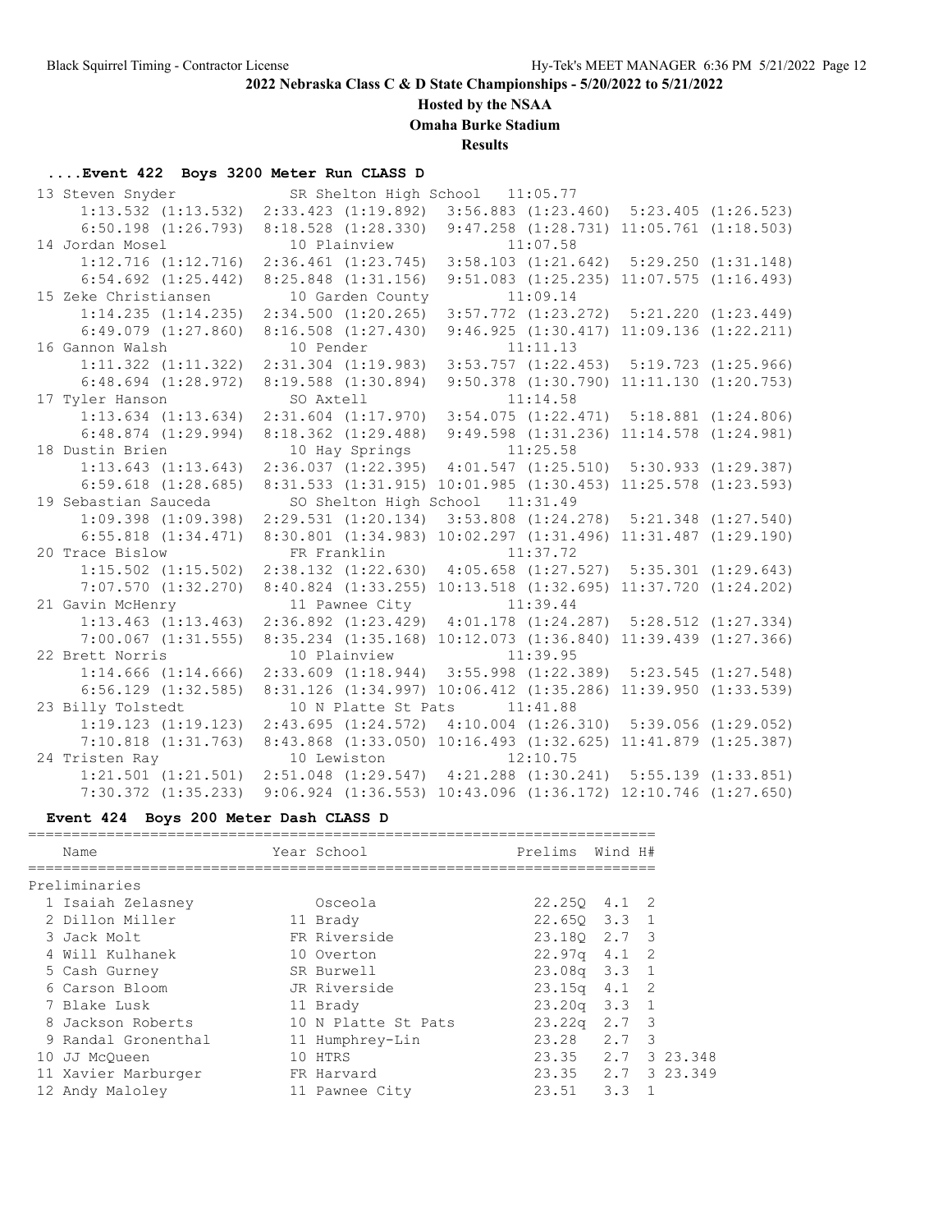## 2022 Nebraska Class C & D State Championships - 5/20/2022 to 5/21/2022

**Hosted by the NSAA**

**Omaha Burke Stadium**

**Results**

### ....Event 422 Boys 3200 Meter Run CLASS D

```
 13 Steven Snyder            SR Shelton High School   11:05.77
      1:13.532 (1:13.532)  2:33.423 (1:19.892)  3:56.883 (1:23.460)  5:23.405 (1:26.523)
      6:50.198 (1:26.793)  8:18.528 (1:28.330)  9:47.258 (1:28.731) 11:05.761 (1:18.503)
 14 Jordan Mosel             10 Plainview             11:07.58
      1:12.716 (1:12.716)  2:36.461 (1:23.745)  3:58.103 (1:21.642)  5:29.250 (1:31.148)
      6:54.692 (1:25.442)  8:25.848 (1:31.156)  9:51.083 (1:25.235) 11:07.575 (1:16.493)
 15 Zeke Christiansen        10 Garden County         11:09.14
      1:14.235 (1:14.235)  2:34.500 (1:20.265)  3:57.772 (1:23.272)  5:21.220 (1:23.449)
      6:49.079 (1:27.860)  8:16.508 (1:27.430)  9:46.925 (1:30.417) 11:09.136 (1:22.211)
 16 Gannon Walsh             10 Pender                11:11.13
      1:11.322 (1:11.322)  2:31.304 (1:19.983)  3:53.757 (1:22.453)  5:19.723 (1:25.966)
      6:48.694 (1:28.972)  8:19.588 (1:30.894)  9:50.378 (1:30.790) 11:11.130 (1:20.753)
 17 Tyler Hanson             SO Axtell                11:14.58
      1:13.634 (1:13.634)  2:31.604 (1:17.970)  3:54.075 (1:22.471)  5:18.881 (1:24.806)
      6:48.874 (1:29.994)  8:18.362 (1:29.488)  9:49.598 (1:31.236) 11:14.578 (1:24.981)
 18 Dustin Brien             10 Hay Springs           11:25.58
      1:13.643 (1:13.643)  2:36.037 (1:22.395)  4:01.547 (1:25.510)  5:30.933 (1:29.387)
      6:59.618 (1:28.685)  8:31.533 (1:31.915) 10:01.985 (1:30.453) 11:25.578 (1:23.593)
 19 Sebastian Sauceda        SO Shelton High School   11:31.49
      1:09.398 (1:09.398)  2:29.531 (1:20.134)  3:53.808 (1:24.278)  5:21.348 (1:27.540)
      6:55.818 (1:34.471)  8:30.801 (1:34.983) 10:02.297 (1:31.496) 11:31.487 (1:29.190)
 20 Trace Bislow             FR Franklin              11:37.72
      1:15.502 (1:15.502)  2:38.132 (1:22.630)  4:05.658 (1:27.527)  5:35.301 (1:29.643)
      7:07.570 (1:32.270)  8:40.824 (1:33.255) 10:13.518 (1:32.695) 11:37.720 (1:24.202)
 21 Gavin McHenry            11 Pawnee City           11:39.44
      1:13.463 (1:13.463)  2:36.892 (1:23.429)  4:01.178 (1:24.287)  5:28.512 (1:27.334)
      7:00.067 (1:31.555)  8:35.234 (1:35.168) 10:12.073 (1:36.840) 11:39.439 (1:27.366)
 22 Brett Norris             10 Plainview             11:39.95
      1:14.666 (1:14.666)  2:33.609 (1:18.944)  3:55.998 (1:22.389)  5:23.545 (1:27.548)
      6:56.129 (1:32.585)  8:31.126 (1:34.997) 10:06.412 (1:35.286) 11:39.950 (1:33.539)
 23 Billy Tolstedt           10 N Platte St Pats      11:41.88
      1:19.123 (1:19.123)  2:43.695 (1:24.572)  4:10.004 (1:26.310)  5:39.056 (1:29.052)
      7:10.818 (1:31.763)  8:43.868 (1:33.050) 10:16.493 (1:32.625) 11:41.879 (1:25.387)
 24 Tristen Ray              10 Lewiston              12:10.75
      1:21.501 (1:21.501)  2:51.048 (1:29.547)  4:21.288 (1:30.241)  5:55.139 (1:33.851)
      7:30.372 (1:35.233)  9:06.924 (1:36.553) 10:43.096 (1:36.172) 12:10.746 (1:27.650)
```

### Event 424 Boys 200 Meter Dash CLASS D

| Name | Year School | Prelims | Wind | H# | |
|---|---|---|---|---|---|
| **Preliminaries** | | | | | |
| 1 Isaiah Zelasney | Osceola | 22.25Q | 4.1 | 2 | |
| 2 Dillon Miller | 11 Brady | 22.65Q | 3.3 | 1 | |
| 3 Jack Molt | FR Riverside | 23.18Q | 2.7 | 3 | |
| 4 Will Kulhanek | 10 Overton | 22.97q | 4.1 | 2 | |
| 5 Cash Gurney | SR Burwell | 23.08q | 3.3 | 1 | |
| 6 Carson Bloom | JR Riverside | 23.15q | 4.1 | 2 | |
| 7 Blake Lusk | 11 Brady | 23.20q | 3.3 | 1 | |
| 8 Jackson Roberts | 10 N Platte St Pats | 23.22q | 2.7 | 3 | |
| 9 Randal Gronenthal | 11 Humphrey-Lin | 23.28 | 2.7 | 3 | |
| 10 JJ McQueen | 10 HTRS | 23.35 | 2.7 | 3 | 23.348 |
| 11 Xavier Marburger | FR Harvard | 23.35 | 2.7 | 3 | 23.349 |
| 12 Andy Maloley | 11 Pawnee City | 23.51 | 3.3 | 1 | |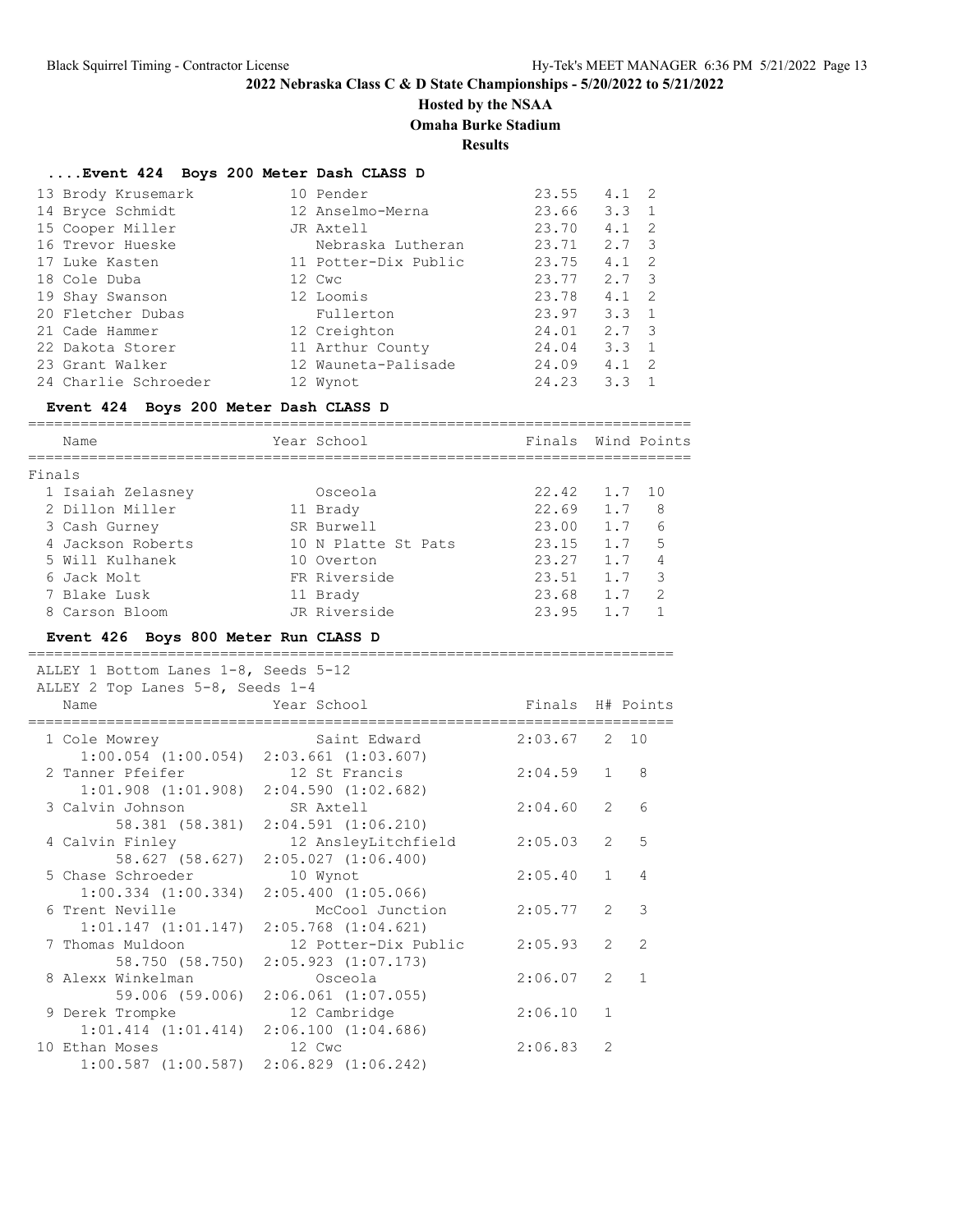# 2022 Nebraska Class C & D State Championships - 5/20/2022 to 5/21/2022

## Hosted by the NSAA

## Omaha Burke Stadium

## Results

### ....Event 424 Boys 200 Meter Dash CLASS D

| Place | Name | Year | School | Finals | Wind | H# |
|---|---|---|---|---|---|---|
| 13 | Brody Krusemark | 10 | Pender | 23.55 | 4.1 | 2 |
| 14 | Bryce Schmidt | 12 | Anselmo-Merna | 23.66 | 3.3 | 1 |
| 15 | Cooper Miller | JR | Axtell | 23.70 | 4.1 | 2 |
| 16 | Trevor Hueske | | Nebraska Lutheran | 23.71 | 2.7 | 3 |
| 17 | Luke Kasten | 11 | Potter-Dix Public | 23.75 | 4.1 | 2 |
| 18 | Cole Duba | 12 | Cwc | 23.77 | 2.7 | 3 |
| 19 | Shay Swanson | 12 | Loomis | 23.78 | 4.1 | 2 |
| 20 | Fletcher Dubas | | Fullerton | 23.97 | 3.3 | 1 |
| 21 | Cade Hammer | 12 | Creighton | 24.01 | 2.7 | 3 |
| 22 | Dakota Storer | 11 | Arthur County | 24.04 | 3.3 | 1 |
| 23 | Grant Walker | 12 | Wauneta-Palisade | 24.09 | 4.1 | 2 |
| 24 | Charlie Schroeder | 12 | Wynot | 24.23 | 3.3 | 1 |

### Event 424 Boys 200 Meter Dash CLASS D

Finals

| Place | Name | Year | School | Finals | Wind | Points |
|---|---|---|---|---|---|---|
| 1 | Isaiah Zelasney | | Osceola | 22.42 | 1.7 | 10 |
| 2 | Dillon Miller | 11 | Brady | 22.69 | 1.7 | 8 |
| 3 | Cash Gurney | SR | Burwell | 23.00 | 1.7 | 6 |
| 4 | Jackson Roberts | 10 | N Platte St Pats | 23.15 | 1.7 | 5 |
| 5 | Will Kulhanek | 10 | Overton | 23.27 | 1.7 | 4 |
| 6 | Jack Molt | FR | Riverside | 23.51 | 1.7 | 3 |
| 7 | Blake Lusk | 11 | Brady | 23.68 | 1.7 | 2 |
| 8 | Carson Bloom | JR | Riverside | 23.95 | 1.7 | 1 |

### Event 426 Boys 800 Meter Run CLASS D

ALLEY 1 Bottom Lanes 1-8, Seeds 5-12
ALLEY 2 Top Lanes 5-8, Seeds 1-4

| Place | Name | Year | School | Finals | H# | Points |
|---|---|---|---|---|---|---|
| 1 | Cole Mowrey | | Saint Edward | 2:03.67 | 2 | 10 |
| | 1:00.054 (1:00.054) 2:03.661 (1:03.607) | | | | | |
| 2 | Tanner Pfeifer | 12 | St Francis | 2:04.59 | 1 | 8 |
| | 1:01.908 (1:01.908) 2:04.590 (1:02.682) | | | | | |
| 3 | Calvin Johnson | SR | Axtell | 2:04.60 | 2 | 6 |
| | 58.381 (58.381) 2:04.591 (1:06.210) | | | | | |
| 4 | Calvin Finley | 12 | AnsleyLitchfield | 2:05.03 | 2 | 5 |
| | 58.627 (58.627) 2:05.027 (1:06.400) | | | | | |
| 5 | Chase Schroeder | 10 | Wynot | 2:05.40 | 1 | 4 |
| | 1:00.334 (1:00.334) 2:05.400 (1:05.066) | | | | | |
| 6 | Trent Neville | | McCool Junction | 2:05.77 | 2 | 3 |
| | 1:01.147 (1:01.147) 2:05.768 (1:04.621) | | | | | |
| 7 | Thomas Muldoon | 12 | Potter-Dix Public | 2:05.93 | 2 | 2 |
| | 58.750 (58.750) 2:05.923 (1:07.173) | | | | | |
| 8 | Alexx Winkelman | | Osceola | 2:06.07 | 2 | 1 |
| | 59.006 (59.006) 2:06.061 (1:07.055) | | | | | |
| 9 | Derek Trompke | 12 | Cambridge | 2:06.10 | 1 | |
| | 1:01.414 (1:01.414) 2:06.100 (1:04.686) | | | | | |
| 10 | Ethan Moses | 12 | Cwc | 2:06.83 | 2 | |
| | 1:00.587 (1:00.587) 2:06.829 (1:06.242) | | | | | |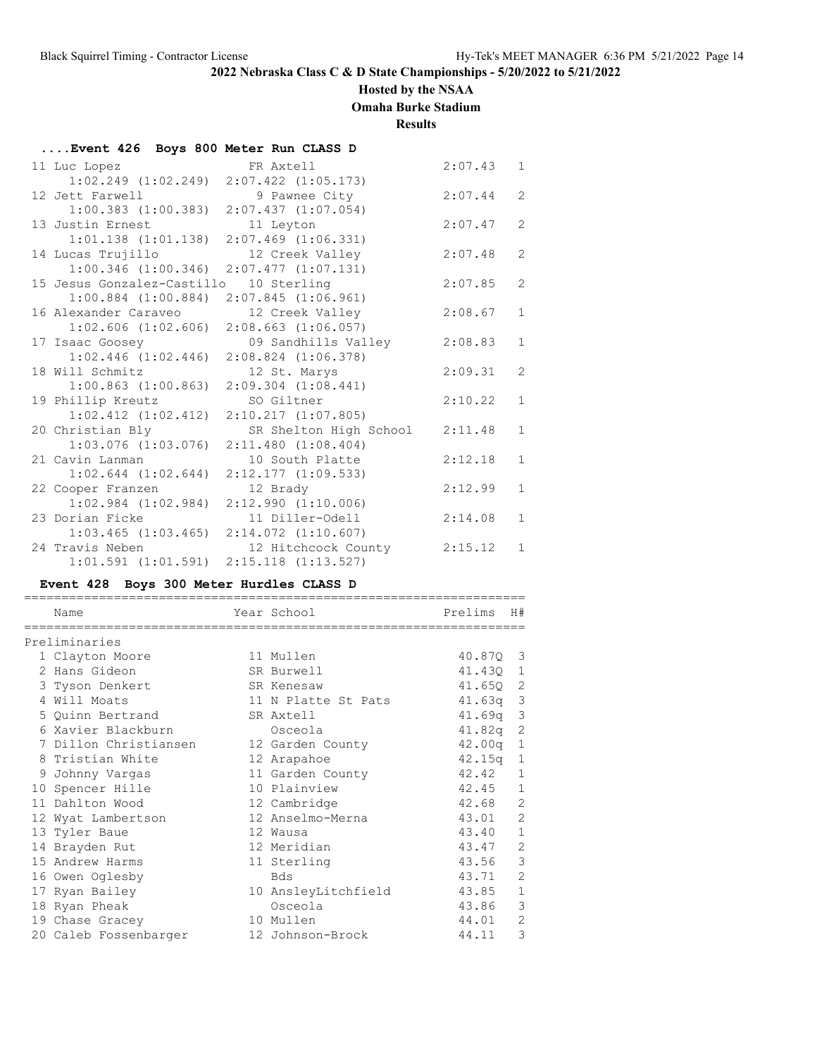## 2022 Nebraska Class C & D State Championships - 5/20/2022 to 5/21/2022

**Hosted by the NSAA**

**Omaha Burke Stadium**

**Results**

### ....Event 426 Boys 800 Meter Run CLASS D

| Place | Name | Year | School | Finals | H# |
|---|---|---|---|---|---|
| 11 | Luc Lopez | FR | Axtell | 2:07.43 | 1 |
| | 1:02.249 (1:02.249) 2:07.422 (1:05.173) | | | | |
| 12 | Jett Farwell | 9 | Pawnee City | 2:07.44 | 2 |
| | 1:00.383 (1:00.383) 2:07.437 (1:07.054) | | | | |
| 13 | Justin Ernest | 11 | Leyton | 2:07.47 | 2 |
| | 1:01.138 (1:01.138) 2:07.469 (1:06.331) | | | | |
| 14 | Lucas Trujillo | 12 | Creek Valley | 2:07.48 | 2 |
| | 1:00.346 (1:00.346) 2:07.477 (1:07.131) | | | | |
| 15 | Jesus Gonzalez-Castillo | 10 | Sterling | 2:07.85 | 2 |
| | 1:00.884 (1:00.884) 2:07.845 (1:06.961) | | | | |
| 16 | Alexander Caraveo | 12 | Creek Valley | 2:08.67 | 1 |
| | 1:02.606 (1:02.606) 2:08.663 (1:06.057) | | | | |
| 17 | Isaac Goosey | 09 | Sandhills Valley | 2:08.83 | 1 |
| | 1:02.446 (1:02.446) 2:08.824 (1:06.378) | | | | |
| 18 | Will Schmitz | 12 | St. Marys | 2:09.31 | 2 |
| | 1:00.863 (1:00.863) 2:09.304 (1:08.441) | | | | |
| 19 | Phillip Kreutz | SO | Giltner | 2:10.22 | 1 |
| | 1:02.412 (1:02.412) 2:10.217 (1:07.805) | | | | |
| 20 | Christian Bly | SR | Shelton High School | 2:11.48 | 1 |
| | 1:03.076 (1:03.076) 2:11.480 (1:08.404) | | | | |
| 21 | Cavin Lanman | 10 | South Platte | 2:12.18 | 1 |
| | 1:02.644 (1:02.644) 2:12.177 (1:09.533) | | | | |
| 22 | Cooper Franzen | 12 | Brady | 2:12.99 | 1 |
| | 1:02.984 (1:02.984) 2:12.990 (1:10.006) | | | | |
| 23 | Dorian Ficke | 11 | Diller-Odell | 2:14.08 | 1 |
| | 1:03.465 (1:03.465) 2:14.072 (1:10.607) | | | | |
| 24 | Travis Neben | 12 | Hitchcock County | 2:15.12 | 1 |
| | 1:01.591 (1:01.591) 2:15.118 (1:13.527) | | | | |

### Event 428 Boys 300 Meter Hurdles CLASS D

| Place | Name | Year | School | Prelims | H# |
|---|---|---|---|---|---|
| **Preliminaries** | | | | | |
| 1 | Clayton Moore | 11 | Mullen | 40.87Q | 3 |
| 2 | Hans Gideon | SR | Burwell | 41.43Q | 1 |
| 3 | Tyson Denkert | SR | Kenesaw | 41.65Q | 2 |
| 4 | Will Moats | 11 | N Platte St Pats | 41.63q | 3 |
| 5 | Quinn Bertrand | SR | Axtell | 41.69q | 3 |
| 6 | Xavier Blackburn | | Osceola | 41.82q | 2 |
| 7 | Dillon Christiansen | 12 | Garden County | 42.00q | 1 |
| 8 | Tristian White | 12 | Arapahoe | 42.15q | 1 |
| 9 | Johnny Vargas | 11 | Garden County | 42.42 | 1 |
| 10 | Spencer Hille | 10 | Plainview | 42.45 | 1 |
| 11 | Dahlton Wood | 12 | Cambridge | 42.68 | 2 |
| 12 | Wyat Lambertson | 12 | Anselmo-Merna | 43.01 | 2 |
| 13 | Tyler Baue | 12 | Wausa | 43.40 | 1 |
| 14 | Brayden Rut | 12 | Meridian | 43.47 | 2 |
| 15 | Andrew Harms | 11 | Sterling | 43.56 | 3 |
| 16 | Owen Oglesby | | Bds | 43.71 | 2 |
| 17 | Ryan Bailey | 10 | AnsleyLitchfield | 43.85 | 1 |
| 18 | Ryan Pheak | | Osceola | 43.86 | 3 |
| 19 | Chase Gracey | 10 | Mullen | 44.01 | 2 |
| 20 | Caleb Fossenbarger | 12 | Johnson-Brock | 44.11 | 3 |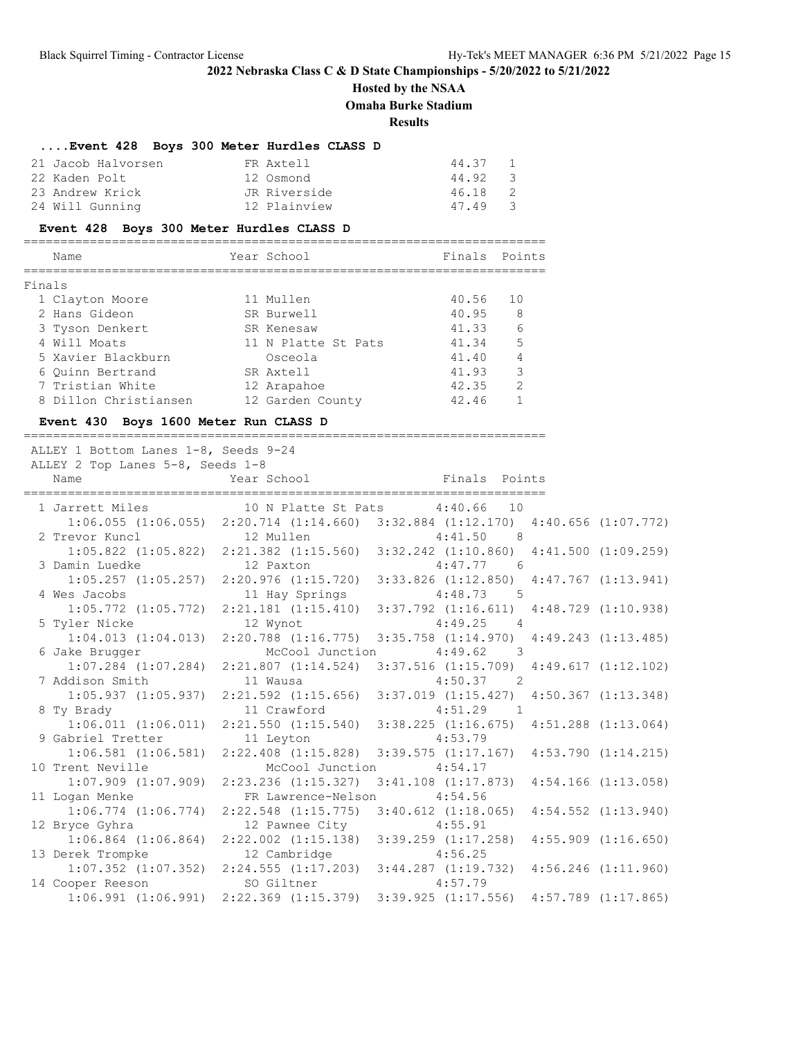## 2022 Nebraska Class C & D State Championships - 5/20/2022 to 5/21/2022

**Hosted by the NSAA**

**Omaha Burke Stadium**

**Results**

### ....Event 428 Boys 300 Meter Hurdles CLASS D

| Place | Name | Year School | Finals | Heat |
|---|---|---|---|---|
| 21 | Jacob Halvorsen | FR Axtell | 44.37 | 1 |
| 22 | Kaden Polt | 12 Osmond | 44.92 | 3 |
| 23 | Andrew Krick | JR Riverside | 46.18 | 2 |
| 24 | Will Gunning | 12 Plainview | 47.49 | 3 |

### Event 428 Boys 300 Meter Hurdles CLASS D

Finals

| Place | Name | Year School | Finals | Points |
|---|---|---|---|---|
| 1 | Clayton Moore | 11 Mullen | 40.56 | 10 |
| 2 | Hans Gideon | SR Burwell | 40.95 | 8 |
| 3 | Tyson Denkert | SR Kenesaw | 41.33 | 6 |
| 4 | Will Moats | 11 N Platte St Pats | 41.34 | 5 |
| 5 | Xavier Blackburn | Osceola | 41.40 | 4 |
| 6 | Quinn Bertrand | SR Axtell | 41.93 | 3 |
| 7 | Tristian White | 12 Arapahoe | 42.35 | 2 |
| 8 | Dillon Christiansen | 12 Garden County | 42.46 | 1 |

### Event 430 Boys 1600 Meter Run CLASS D

ALLEY 1 Bottom Lanes 1-8, Seeds 9-24
ALLEY 2 Top Lanes 5-8, Seeds 1-8

| Place | Name | Year School | Finals | Points |
|---|---|---|---|---|
| 1 | Jarrett Miles | 10 N Platte St Pats | 4:40.66 | 10 |
| | 1:06.055 (1:06.055) | 2:20.714 (1:14.660) | 3:32.884 (1:12.170) | 4:40.656 (1:07.772) |
| 2 | Trevor Kuncl | 12 Mullen | 4:41.50 | 8 |
| | 1:05.822 (1:05.822) | 2:21.382 (1:15.560) | 3:32.242 (1:10.860) | 4:41.500 (1:09.259) |
| 3 | Damin Luedke | 12 Paxton | 4:47.77 | 6 |
| | 1:05.257 (1:05.257) | 2:20.976 (1:15.720) | 3:33.826 (1:12.850) | 4:47.767 (1:13.941) |
| 4 | Wes Jacobs | 11 Hay Springs | 4:48.73 | 5 |
| | 1:05.772 (1:05.772) | 2:21.181 (1:15.410) | 3:37.792 (1:16.611) | 4:48.729 (1:10.938) |
| 5 | Tyler Nicke | 12 Wynot | 4:49.25 | 4 |
| | 1:04.013 (1:04.013) | 2:20.788 (1:16.775) | 3:35.758 (1:14.970) | 4:49.243 (1:13.485) |
| 6 | Jake Brugger | McCool Junction | 4:49.62 | 3 |
| | 1:07.284 (1:07.284) | 2:21.807 (1:14.524) | 3:37.516 (1:15.709) | 4:49.617 (1:12.102) |
| 7 | Addison Smith | 11 Wausa | 4:50.37 | 2 |
| | 1:05.937 (1:05.937) | 2:21.592 (1:15.656) | 3:37.019 (1:15.427) | 4:50.367 (1:13.348) |
| 8 | Ty Brady | 11 Crawford | 4:51.29 | 1 |
| | 1:06.011 (1:06.011) | 2:21.550 (1:15.540) | 3:38.225 (1:16.675) | 4:51.288 (1:13.064) |
| 9 | Gabriel Tretter | 11 Leyton | 4:53.79 | |
| | 1:06.581 (1:06.581) | 2:22.408 (1:15.828) | 3:39.575 (1:17.167) | 4:53.790 (1:14.215) |
| 10 | Trent Neville | McCool Junction | 4:54.17 | |
| | 1:07.909 (1:07.909) | 2:23.236 (1:15.327) | 3:41.108 (1:17.873) | 4:54.166 (1:13.058) |
| 11 | Logan Menke | FR Lawrence-Nelson | 4:54.56 | |
| | 1:06.774 (1:06.774) | 2:22.548 (1:15.775) | 3:40.612 (1:18.065) | 4:54.552 (1:13.940) |
| 12 | Bryce Gyhra | 12 Pawnee City | 4:55.91 | |
| | 1:06.864 (1:06.864) | 2:22.002 (1:15.138) | 3:39.259 (1:17.258) | 4:55.909 (1:16.650) |
| 13 | Derek Trompke | 12 Cambridge | 4:56.25 | |
| | 1:07.352 (1:07.352) | 2:24.555 (1:17.203) | 3:44.287 (1:19.732) | 4:56.246 (1:11.960) |
| 14 | Cooper Reeson | SO Giltner | 4:57.79 | |
| | 1:06.991 (1:06.991) | 2:22.369 (1:15.379) | 3:39.925 (1:17.556) | 4:57.789 (1:17.865) |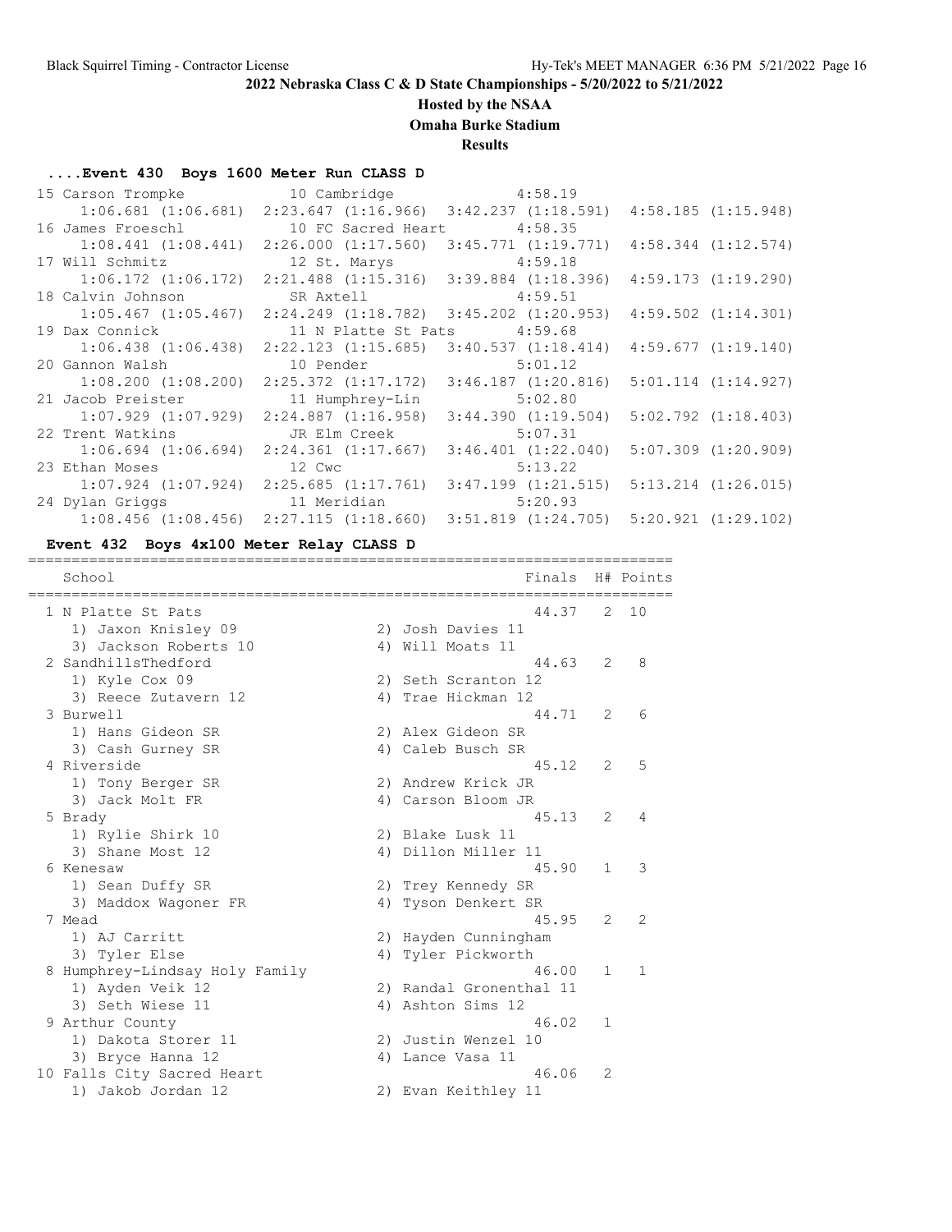## 2022 Nebraska Class C & D State Championships - 5/20/2022 to 5/21/2022

### Hosted by the NSAA

### Omaha Burke Stadium

### Results

#### ....Event 430 Boys 1600 Meter Run CLASS D

```
 15 Carson Trompke           10 Cambridge             4:58.19  
     1:06.681 (1:06.681)  2:23.647 (1:16.966)  3:42.237 (1:18.591)  4:58.185 (1:15.948)
 16 James Froeschl           10 FC Sacred Heart       4:58.35  
     1:08.441 (1:08.441)  2:26.000 (1:17.560)  3:45.771 (1:19.771)  4:58.344 (1:12.574)
 17 Will Schmitz             12 St. Marys             4:59.18  
     1:06.172 (1:06.172)  2:21.488 (1:15.316)  3:39.884 (1:18.396)  4:59.173 (1:19.290)
 18 Calvin Johnson           SR Axtell                4:59.51  
     1:05.467 (1:05.467)  2:24.249 (1:18.782)  3:45.202 (1:20.953)  4:59.502 (1:14.301)
 19 Dax Connick              11 N Platte St Pats      4:59.68  
     1:06.438 (1:06.438)  2:22.123 (1:15.685)  3:40.537 (1:18.414)  4:59.677 (1:19.140)
 20 Gannon Walsh             10 Pender                5:01.12  
     1:08.200 (1:08.200)  2:25.372 (1:17.172)  3:46.187 (1:20.816)  5:01.114 (1:14.927)
 21 Jacob Preister           11 Humphrey-Lin          5:02.80  
     1:07.929 (1:07.929)  2:24.887 (1:16.958)  3:44.390 (1:19.504)  5:02.792 (1:18.403)
 22 Trent Watkins            JR Elm Creek             5:07.31  
     1:06.694 (1:06.694)  2:24.361 (1:17.667)  3:46.401 (1:22.040)  5:07.309 (1:20.909)
 23 Ethan Moses              12 Cwc                   5:13.22  
     1:07.924 (1:07.924)  2:25.685 (1:17.761)  3:47.199 (1:21.515)  5:13.214 (1:26.015)
 24 Dylan Griggs             11 Meridian              5:20.93  
     1:08.456 (1:08.456)  2:27.115 (1:18.660)  3:51.819 (1:24.705)  5:20.921 (1:29.102)
```

#### Event 432 Boys 4x100 Meter Relay CLASS D

```
=======================================================================
    School                                            Finals  H# Points
=======================================================================
  1 N Platte St Pats                                   44.37   2  10   
     1) Jaxon Knisley 09               2) Josh Davies 11                 
     3) Jackson Roberts 10             4) Will Moats 11                  
  2 SandhillsThedford                                  44.63   2   8   
     1) Kyle Cox 09                    2) Seth Scranton 12               
     3) Reece Zutavern 12              4) Trae Hickman 12                
  3 Burwell                                            44.71   2   6   
     1) Hans Gideon SR                 2) Alex Gideon SR                 
     3) Cash Gurney SR                 4) Caleb Busch SR                 
  4 Riverside                                          45.12   2   5   
     1) Tony Berger SR                 2) Andrew Krick JR                
     3) Jack Molt FR                   4) Carson Bloom JR                
  5 Brady                                              45.13   2   4   
     1) Rylie Shirk 10                 2) Blake Lusk 11                  
     3) Shane Most 12                  4) Dillon Miller 11               
  6 Kenesaw                                            45.90   1   3   
     1) Sean Duffy SR                  2) Trey Kennedy SR                
     3) Maddox Wagoner FR              4) Tyson Denkert SR               
  7 Mead                                               45.95   2   2   
     1) AJ Carritt                     2) Hayden Cunningham              
     3) Tyler Else                     4) Tyler Pickworth                
  8 Humphrey-Lindsay Holy Family                       46.00   1   1   
     1) Ayden Veik 12                  2) Randal Gronenthal 11           
     3) Seth Wiese 11                  4) Ashton Sims 12                 
  9 Arthur County                                      46.02   1       
     1) Dakota Storer 11               2) Justin Wenzel 10               
     3) Bryce Hanna 12                 4) Lance Vasa 11                  
 10 Falls City Sacred Heart                            46.06   2       
     1) Jakob Jordan 12                2) Evan Keithley 11               
```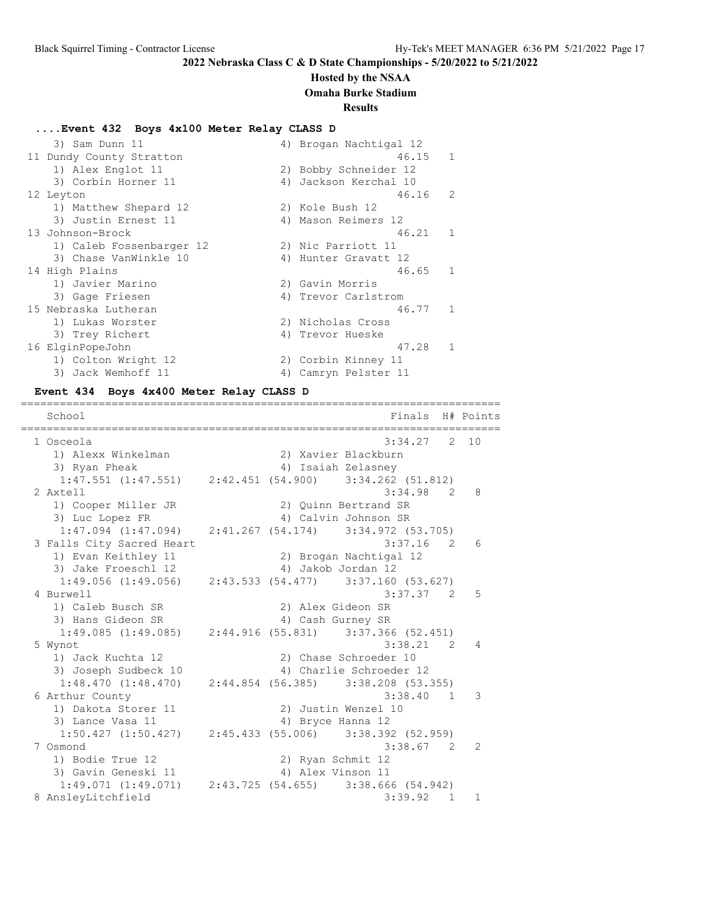**2022 Nebraska Class C & D State Championships - 5/20/2022 to 5/21/2022**

**Hosted by the NSAA**

**Omaha Burke Stadium**

**Results**

### ....Event 432 Boys 4x100 Meter Relay CLASS D

```
    3) Sam Dunn 11                      4) Brogan Nachtigal 12
 11 Dundy County Stratton                              46.15   1
    1) Alex Englot 11                   2) Bobby Schneider 12
    3) Corbin Horner 11                 4) Jackson Kerchal 10
 12 Leyton                                             46.16   2
    1) Matthew Shepard 12               2) Kole Bush 12
    3) Justin Ernest 11                 4) Mason Reimers 12
 13 Johnson-Brock                                      46.21   1
    1) Caleb Fossenbarger 12            2) Nic Parriott 11
    3) Chase VanWinkle 10               4) Hunter Gravatt 12
 14 High Plains                                        46.65   1
    1) Javier Marino                    2) Gavin Morris
    3) Gage Friesen                     4) Trevor Carlstrom
 15 Nebraska Lutheran                                  46.77   1
    1) Lukas Worster                    2) Nicholas Cross
    3) Trey Richert                     4) Trevor Hueske
 16 ElginPopeJohn                                      47.28   1
    1) Colton Wright 12                 2) Corbin Kinney 11
    3) Jack Wemhoff 11                  4) Camryn Pelster 11
```

### Event 434 Boys 4x400 Meter Relay CLASS D

```
=========================================================================
    School                                            Finals  H# Points
=========================================================================
  1 Osceola                                          3:34.27   2  10
     1) Alexx Winkelman                 2) Xavier Blackburn
     3) Ryan Pheak                      4) Isaiah Zelasney
      1:47.551 (1:47.551)    2:42.451 (54.900)    3:34.262 (51.812)
  2 Axtell                                           3:34.98   2   8
     1) Cooper Miller JR                2) Quinn Bertrand SR
     3) Luc Lopez FR                    4) Calvin Johnson SR
      1:47.094 (1:47.094)    2:41.267 (54.174)    3:34.972 (53.705)
  3 Falls City Sacred Heart                          3:37.16   2   6
     1) Evan Keithley 11                2) Brogan Nachtigal 12
     3) Jake Froeschl 12                4) Jakob Jordan 12
      1:49.056 (1:49.056)    2:43.533 (54.477)    3:37.160 (53.627)
  4 Burwell                                          3:37.37   2   5
     1) Caleb Busch SR                  2) Alex Gideon SR
     3) Hans Gideon SR                  4) Cash Gurney SR
      1:49.085 (1:49.085)    2:44.916 (55.831)    3:37.366 (52.451)
  5 Wynot                                            3:38.21   2   4
     1) Jack Kuchta 12                  2) Chase Schroeder 10
     3) Joseph Sudbeck 10               4) Charlie Schroeder 12
      1:48.470 (1:48.470)    2:44.854 (56.385)    3:38.208 (53.355)
  6 Arthur County                                    3:38.40   1   3
     1) Dakota Storer 11                2) Justin Wenzel 10
     3) Lance Vasa 11                   4) Bryce Hanna 12
      1:50.427 (1:50.427)    2:45.433 (55.006)    3:38.392 (52.959)
  7 Osmond                                           3:38.67   2   2
     1) Bodie True 12                   2) Ryan Schmit 12
     3) Gavin Geneski 11                4) Alex Vinson 11
      1:49.071 (1:49.071)    2:43.725 (54.655)    3:38.666 (54.942)
  8 AnsleyLitchfield                                 3:39.92   1   1
```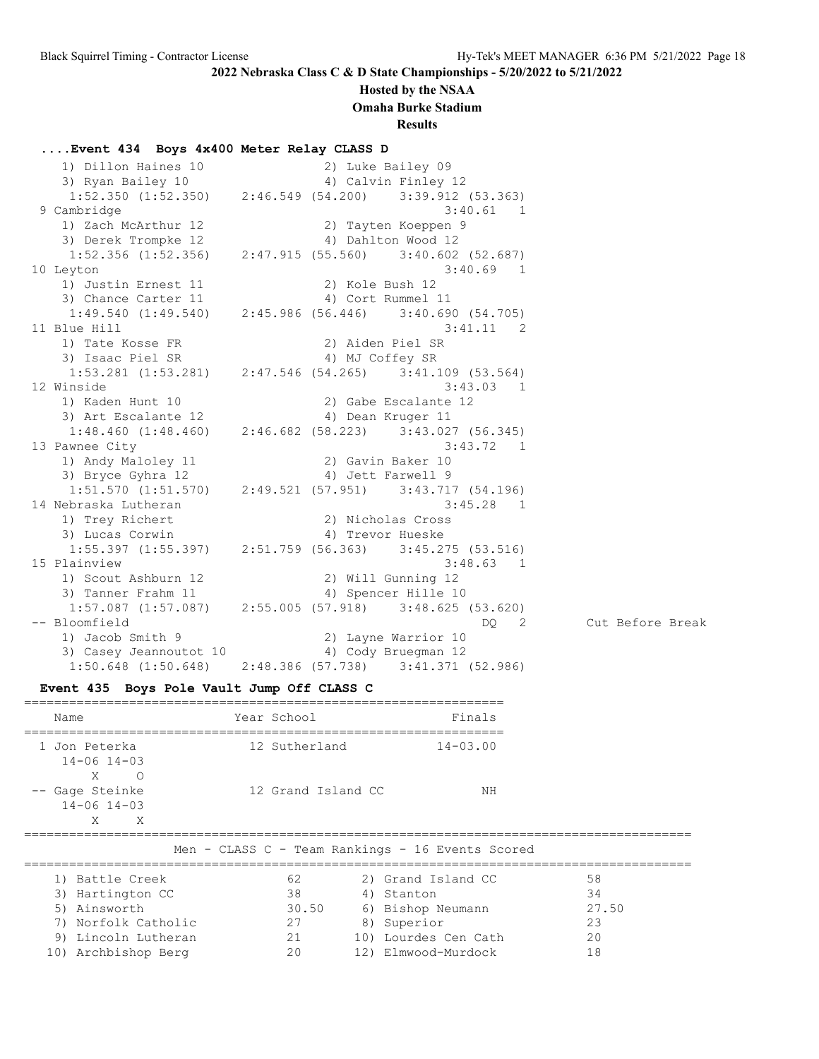**2022 Nebraska Class C & D State Championships - 5/20/2022 to 5/21/2022**

**Hosted by the NSAA**

**Omaha Burke Stadium**

**Results**

### ....Event 434 Boys 4x400 Meter Relay CLASS D

```
    1) Dillon Haines 10               2) Luke Bailey 09
    3) Ryan Bailey 10                 4) Calvin Finley 12
     1:52.350 (1:52.350)    2:46.549 (54.200)    3:39.912 (53.363)
  9 Cambridge                                         3:40.61   1
    1) Zach McArthur 12               2) Tayten Koeppen 9
    3) Derek Trompke 12               4) Dahlton Wood 12
     1:52.356 (1:52.356)    2:47.915 (55.560)    3:40.602 (52.687)
 10 Leyton                                            3:40.69   1
    1) Justin Ernest 11               2) Kole Bush 12
    3) Chance Carter 11               4) Cort Rummel 11
     1:49.540 (1:49.540)    2:45.986 (56.446)    3:40.690 (54.705)
 11 Blue Hill                                         3:41.11   2
    1) Tate Kosse FR                  2) Aiden Piel SR
    3) Isaac Piel SR                  4) MJ Coffey SR
     1:53.281 (1:53.281)    2:47.546 (54.265)    3:41.109 (53.564)
 12 Winside                                           3:43.03   1
    1) Kaden Hunt 10                  2) Gabe Escalante 12
    3) Art Escalante 12               4) Dean Kruger 11
     1:48.460 (1:48.460)    2:46.682 (58.223)    3:43.027 (56.345)
 13 Pawnee City                                       3:43.72   1
    1) Andy Maloley 11                2) Gavin Baker 10
    3) Bryce Gyhra 12                 4) Jett Farwell 9
     1:51.570 (1:51.570)    2:49.521 (57.951)    3:43.717 (54.196)
 14 Nebraska Lutheran                                 3:45.28   1
    1) Trey Richert                   2) Nicholas Cross
    3) Lucas Corwin                   4) Trevor Hueske
     1:55.397 (1:55.397)    2:51.759 (56.363)    3:45.275 (53.516)
 15 Plainview                                         3:48.63   1
    1) Scout Ashburn 12               2) Will Gunning 12
    3) Tanner Frahm 11                4) Spencer Hille 10
     1:57.087 (1:57.087)    2:55.005 (57.918)    3:48.625 (53.620)
 -- Bloomfield                                             DQ   2        Cut Before Break
    1) Jacob Smith 9                  2) Layne Warrior 10
    3) Casey Jeannoutot 10            4) Cody Bruegman 12
     1:50.648 (1:50.648)    2:48.386 (57.738)    3:41.371 (52.986)
```

### Event 435 Boys Pole Vault Jump Off CLASS C

```
================================================================
    Name                    Year School                 Finals
================================================================
  1 Jon Peterka             12 Sutherland             14-03.00
      14-06 14-03
          X     O
 -- Gage Steinke            12 Grand Island CC              NH
      14-06 14-03
          X     X
```

### Men - CLASS C - Team Rankings - 16 Events Scored

| Rank | Team | Points | Rank | Team | Points |
|---|---|---|---|---|---|
| 1) | Battle Creek | 62 | 2) | Grand Island CC | 58 |
| 3) | Hartington CC | 38 | 4) | Stanton | 34 |
| 5) | Ainsworth | 30.50 | 6) | Bishop Neumann | 27.50 |
| 7) | Norfolk Catholic | 27 | 8) | Superior | 23 |
| 9) | Lincoln Lutheran | 21 | 10) | Lourdes Cen Cath | 20 |
| 10) | Archbishop Berg | 20 | 12) | Elmwood-Murdock | 18 |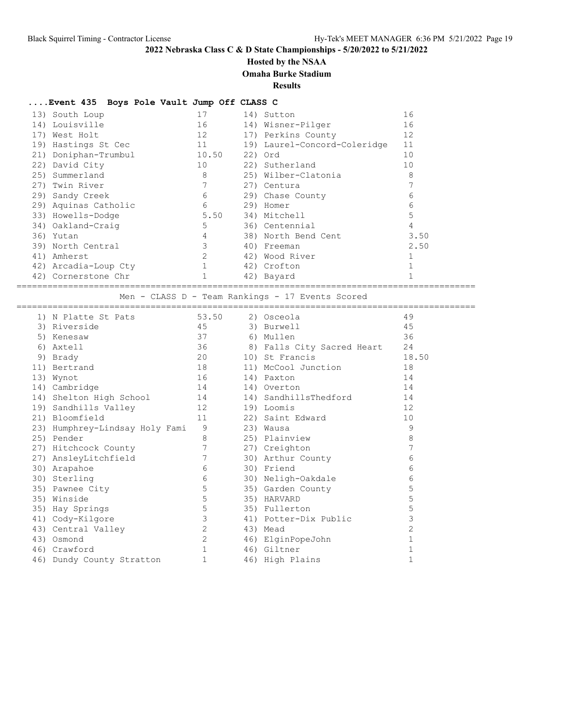**2022 Nebraska Class C & D State Championships - 5/20/2022 to 5/21/2022**

**Hosted by the NSAA**

**Omaha Burke Stadium**

**Results**

### ....Event 435 Boys Pole Vault Jump Off CLASS C

| | | | | | |
|---|---|---|---|---|---|
| 13) | South Loup | 17 | 14) | Sutton | 16 |
| 14) | Louisville | 16 | 14) | Wisner-Pilger | 16 |
| 17) | West Holt | 12 | 17) | Perkins County | 12 |
| 19) | Hastings St Cec | 11 | 19) | Laurel-Concord-Coleridge | 11 |
| 21) | Doniphan-Trumbul | 10.50 | 22) | Ord | 10 |
| 22) | David City | 10 | 22) | Sutherland | 10 |
| 25) | Summerland | 8 | 25) | Wilber-Clatonia | 8 |
| 27) | Twin River | 7 | 27) | Centura | 7 |
| 29) | Sandy Creek | 6 | 29) | Chase County | 6 |
| 29) | Aquinas Catholic | 6 | 29) | Homer | 6 |
| 33) | Howells-Dodge | 5.50 | 34) | Mitchell | 5 |
| 34) | Oakland-Craig | 5 | 36) | Centennial | 4 |
| 36) | Yutan | 4 | 38) | North Bend Cent | 3.50 |
| 39) | North Central | 3 | 40) | Freeman | 2.50 |
| 41) | Amherst | 2 | 42) | Wood River | 1 |
| 42) | Arcadia-Loup Cty | 1 | 42) | Crofton | 1 |
| 42) | Cornerstone Chr | 1 | 42) | Bayard | 1 |

### Men - CLASS D - Team Rankings - 17 Events Scored

| | | | | | |
|---|---|---|---|---|---|
| 1) | N Platte St Pats | 53.50 | 2) | Osceola | 49 |
| 3) | Riverside | 45 | 3) | Burwell | 45 |
| 5) | Kenesaw | 37 | 6) | Mullen | 36 |
| 6) | Axtell | 36 | 8) | Falls City Sacred Heart | 24 |
| 9) | Brady | 20 | 10) | St Francis | 18.50 |
| 11) | Bertrand | 18 | 11) | McCool Junction | 18 |
| 13) | Wynot | 16 | 14) | Paxton | 14 |
| 14) | Cambridge | 14 | 14) | Overton | 14 |
| 14) | Shelton High School | 14 | 14) | SandhillsThedford | 14 |
| 19) | Sandhills Valley | 12 | 19) | Loomis | 12 |
| 21) | Bloomfield | 11 | 22) | Saint Edward | 10 |
| 23) | Humphrey-Lindsay Holy Fami | 9 | 23) | Wausa | 9 |
| 25) | Pender | 8 | 25) | Plainview | 8 |
| 27) | Hitchcock County | 7 | 27) | Creighton | 7 |
| 27) | AnsleyLitchfield | 7 | 30) | Arthur County | 6 |
| 30) | Arapahoe | 6 | 30) | Friend | 6 |
| 30) | Sterling | 6 | 30) | Neligh-Oakdale | 6 |
| 35) | Pawnee City | 5 | 35) | Garden County | 5 |
| 35) | Winside | 5 | 35) | HARVARD | 5 |
| 35) | Hay Springs | 5 | 35) | Fullerton | 5 |
| 41) | Cody-Kilgore | 3 | 41) | Potter-Dix Public | 3 |
| 43) | Central Valley | 2 | 43) | Mead | 2 |
| 43) | Osmond | 2 | 46) | ElginPopeJohn | 1 |
| 46) | Crawford | 1 | 46) | Giltner | 1 |
| 46) | Dundy County Stratton | 1 | 46) | High Plains | 1 |